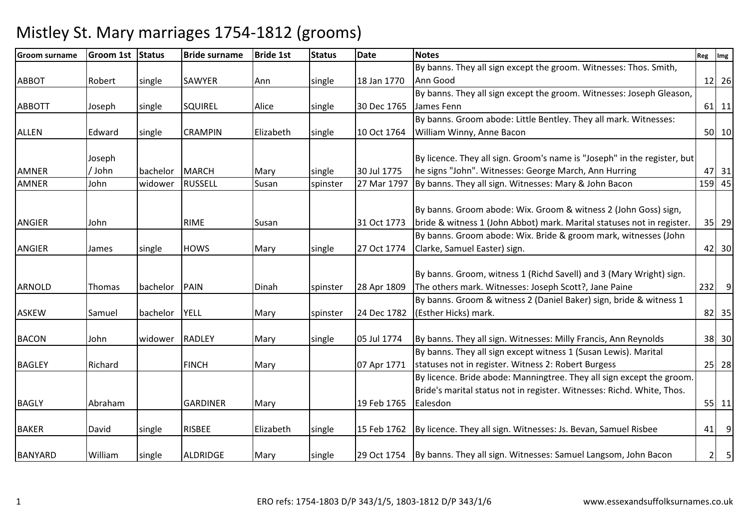# Mistley St. Mary marriages 1754-1812 (grooms)

| Groom surname | Groom 1st | Status | Bride surname | Bride 1st | Status | Date | Notes | Reg | Img |
|---|---|---|---|---|---|---|---|---|---|
| ABBOT | Robert | single | SAWYER | Ann | single | 18 Jan 1770 | By banns. They all sign except the groom. Witnesses: Thos. Smith, Ann Good | 12 | 26 |
| ABBOTT | Joseph | single | SQUIREL | Alice | single | 30 Dec 1765 | By banns. They all sign except the groom. Witnesses: Joseph Gleason, James Fenn | 61 | 11 |
| ALLEN | Edward | single | CRAMPIN | Elizabeth | single | 10 Oct 1764 | By banns. Groom abode: Little Bentley. They all mark. Witnesses: William Winny, Anne Bacon | 50 | 10 |
| AMNER | Joseph / John | bachelor | MARCH | Mary | single | 30 Jul 1775 | By licence. They all sign. Groom's name is "Joseph" in the register, but he signs "John". Witnesses: George March, Ann Hurring | 47 | 31 |
| AMNER | John | widower | RUSSELL | Susan | spinster | 27 Mar 1797 | By banns. They all sign. Witnesses: Mary & John Bacon | 159 | 45 |
| ANGIER | John | | RIME | Susan | | 31 Oct 1773 | By banns. Groom abode: Wix. Groom & witness 2 (John Goss) sign, bride & witness 1 (John Abbot) mark. Marital statuses not in register. | 35 | 29 |
| ANGIER | James | single | HOWS | Mary | single | 27 Oct 1774 | By banns. Groom abode: Wix. Bride & groom mark, witnesses (John Clarke, Samuel Easter) sign. | 42 | 30 |
| ARNOLD | Thomas | bachelor | PAIN | Dinah | spinster | 28 Apr 1809 | By banns. Groom, witness 1 (Richd Savell) and 3 (Mary Wright) sign. The others mark. Witnesses: Joseph Scott?, Jane Paine | 232 | 9 |
| ASKEW | Samuel | bachelor | YELL | Mary | spinster | 24 Dec 1782 | By banns. Groom & witness 2 (Daniel Baker) sign, bride & witness 1 (Esther Hicks) mark. | 82 | 35 |
| BACON | John | widower | RADLEY | Mary | single | 05 Jul 1774 | By banns. They all sign. Witnesses: Milly Francis, Ann Reynolds | 38 | 30 |
| BAGLEY | Richard | | FINCH | Mary | | 07 Apr 1771 | By banns. They all sign except witness 1 (Susan Lewis). Marital statuses not in register. Witness 2: Robert Burgess | 25 | 28 |
| BAGLY | Abraham | | GARDINER | Mary | | 19 Feb 1765 | By licence. Bride abode: Manningtree. They all sign except the groom. Bride's marital status not in register. Witnesses: Richd. White, Thos. Ealesdon | 55 | 11 |
| BAKER | David | single | RISBEE | Elizabeth | single | 15 Feb 1762 | By licence. They all sign. Witnesses: Js. Bevan, Samuel Risbee | 41 | 9 |
| BANYARD | William | single | ALDRIDGE | Mary | single | 29 Oct 1754 | By banns. They all sign. Witnesses: Samuel Langsom, John Bacon | 2 | 5 |

ERO refs: 1754-1803 D/P 343/1/5, 1803-1812 D/P 343/1/6 www.essexandsuffolksurnames.co.uk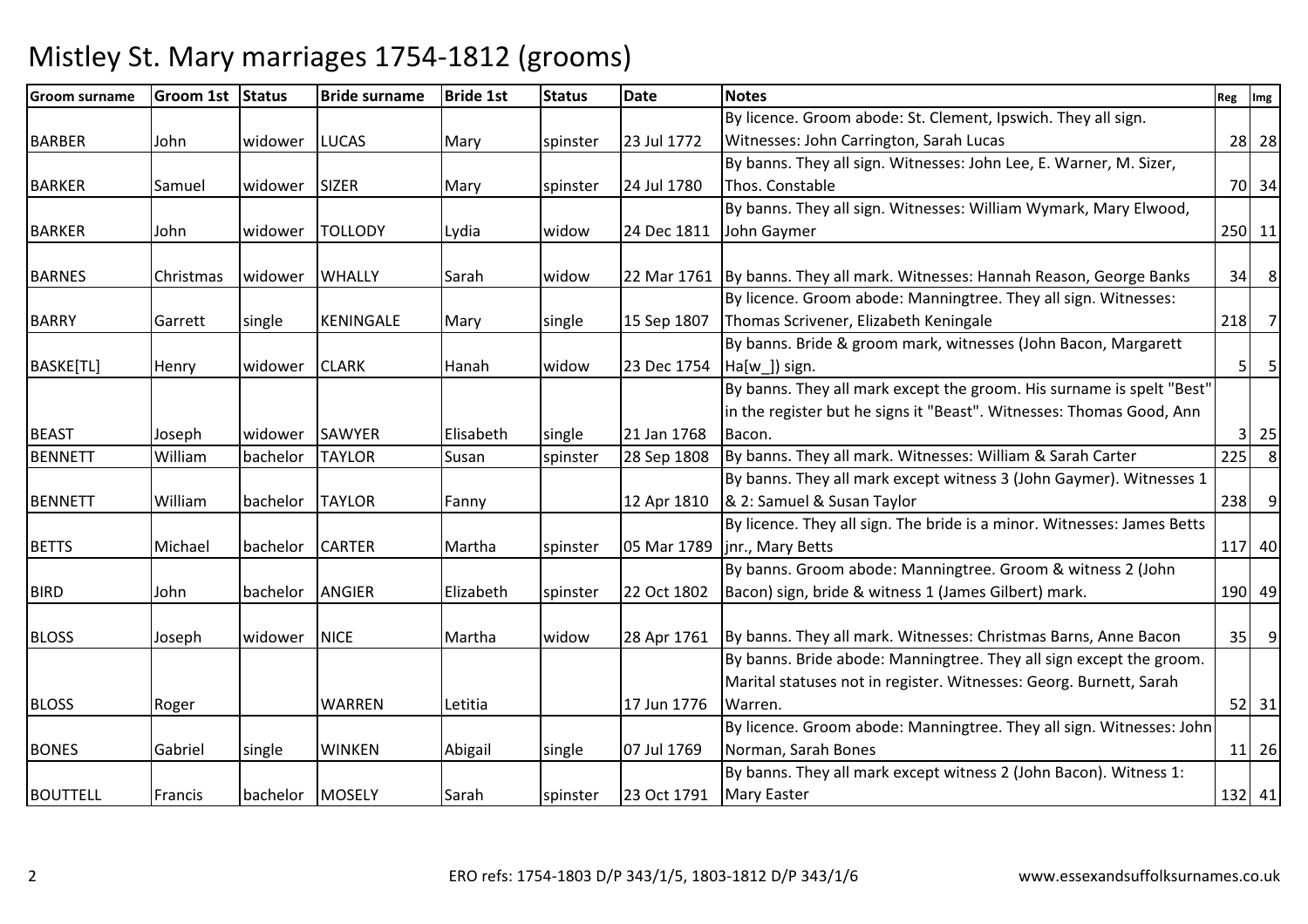# Mistley St. Mary marriages 1754-1812 (grooms)

| Groom surname | Groom 1st | Status | Bride surname | Bride 1st | Status | Date | Notes | Reg | Img |
|---|---|---|---|---|---|---|---|---|---|
| BARBER | John | widower | LUCAS | Mary | spinster | 23 Jul 1772 | By licence. Groom abode: St. Clement, Ipswich. They all sign. Witnesses: John Carrington, Sarah Lucas | 28 | 28 |
| BARKER | Samuel | widower | SIZER | Mary | spinster | 24 Jul 1780 | By banns. They all sign. Witnesses: John Lee, E. Warner, M. Sizer, Thos. Constable | 70 | 34 |
| BARKER | John | widower | TOLLODY | Lydia | widow | 24 Dec 1811 | By banns. They all sign. Witnesses: William Wymark, Mary Elwood, John Gaymer | 250 | 11 |
| BARNES | Christmas | widower | WHALLY | Sarah | widow | 22 Mar 1761 | By banns. They all mark. Witnesses: Hannah Reason, George Banks | 34 | 8 |
| BARRY | Garrett | single | KENINGALE | Mary | single | 15 Sep 1807 | By licence. Groom abode: Manningtree. They all sign. Witnesses: Thomas Scrivener, Elizabeth Keningale | 218 | 7 |
| BASKE[TL] | Henry | widower | CLARK | Hanah | widow | 23 Dec 1754 | By banns. Bride & groom mark, witnesses (John Bacon, Margarett Ha[w_]) sign. | 5 | 5 |
| BEAST | Joseph | widower | SAWYER | Elisabeth | single | 21 Jan 1768 | By banns. They all mark except the groom. His surname is spelt "Best" in the register but he signs it "Beast". Witnesses: Thomas Good, Ann Bacon. | 3 | 25 |
| BENNETT | William | bachelor | TAYLOR | Susan | spinster | 28 Sep 1808 | By banns. They all mark. Witnesses: William & Sarah Carter | 225 | 8 |
| BENNETT | William | bachelor | TAYLOR | Fanny | | 12 Apr 1810 | By banns. They all mark except witness 3 (John Gaymer). Witnesses 1 & 2: Samuel & Susan Taylor | 238 | 9 |
| BETTS | Michael | bachelor | CARTER | Martha | spinster | 05 Mar 1789 | By licence. They all sign. The bride is a minor. Witnesses: James Betts jnr., Mary Betts | 117 | 40 |
| BIRD | John | bachelor | ANGIER | Elizabeth | spinster | 22 Oct 1802 | By banns. Groom abode: Manningtree. Groom & witness 2 (John Bacon) sign, bride & witness 1 (James Gilbert) mark. | 190 | 49 |
| BLOSS | Joseph | widower | NICE | Martha | widow | 28 Apr 1761 | By banns. They all mark. Witnesses: Christmas Barns, Anne Bacon | 35 | 9 |
| BLOSS | Roger | | WARREN | Letitia | | 17 Jun 1776 | By banns. Bride abode: Manningtree. They all sign except the groom. Marital statuses not in register. Witnesses: Georg. Burnett, Sarah Warren. | 52 | 31 |
| BONES | Gabriel | single | WINKEN | Abigail | single | 07 Jul 1769 | By licence. Groom abode: Manningtree. They all sign. Witnesses: John Norman, Sarah Bones | 11 | 26 |
| BOUTTELL | Francis | bachelor | MOSELY | Sarah | spinster | 23 Oct 1791 | By banns. They all mark except witness 2 (John Bacon). Witness 1: Mary Easter | 132 | 41 |

ERO refs: 1754-1803 D/P 343/1/5, 1803-1812 D/P 343/1/6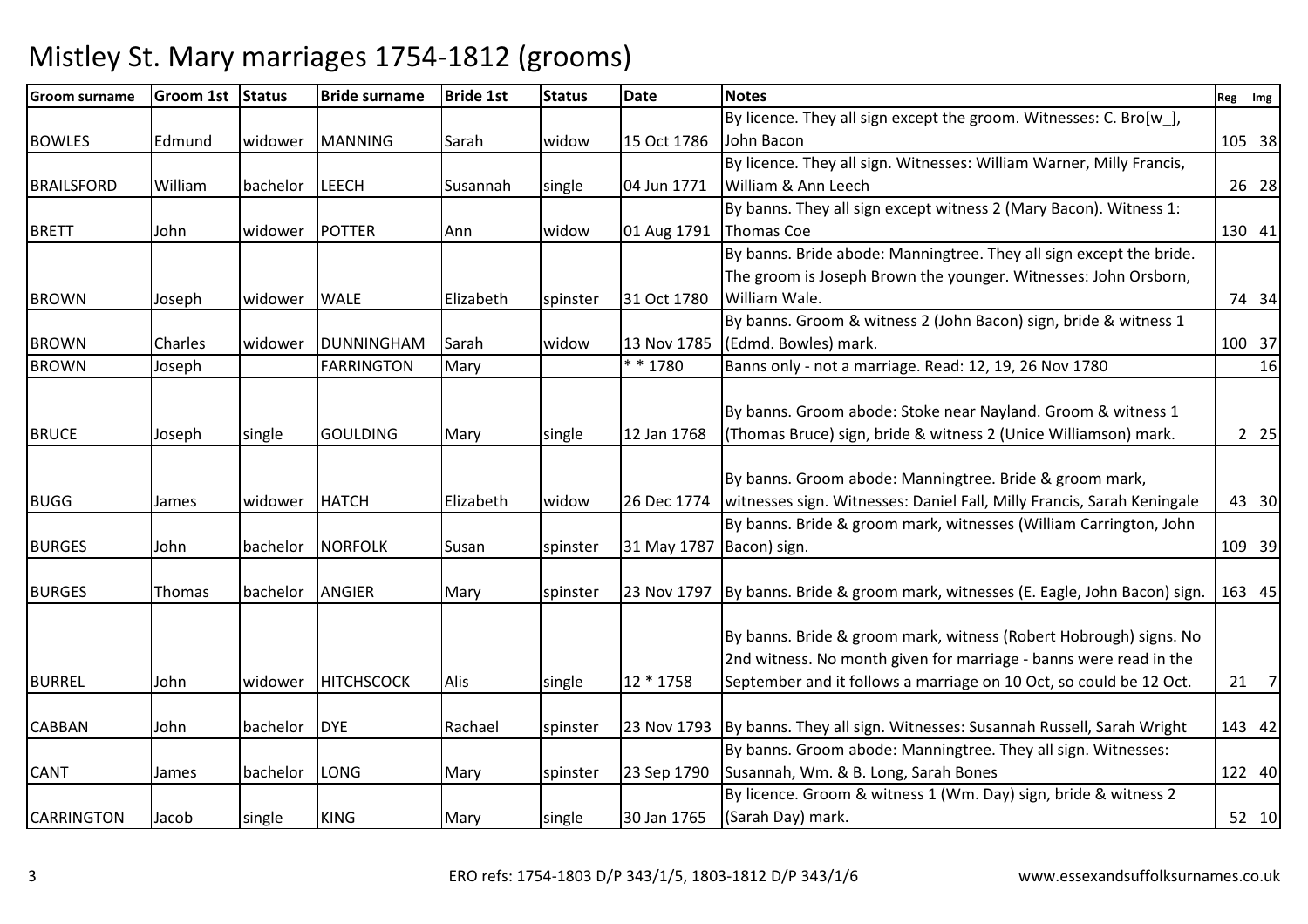# Mistley St. Mary marriages 1754-1812 (grooms)

| Groom surname | Groom 1st | Status | Bride surname | Bride 1st | Status | Date | Notes | Reg | Img |
|---|---|---|---|---|---|---|---|---|---|
| BOWLES | Edmund | widower | MANNING | Sarah | widow | 15 Oct 1786 | By licence. They all sign except the groom. Witnesses: C. Bro[w_], John Bacon | 105 | 38 |
| BRAILSFORD | William | bachelor | LEECH | Susannah | single | 04 Jun 1771 | By licence. They all sign. Witnesses: William Warner, Milly Francis, William & Ann Leech | 26 | 28 |
| BRETT | John | widower | POTTER | Ann | widow | 01 Aug 1791 | By banns. They all sign except witness 2 (Mary Bacon). Witness 1: Thomas Coe | 130 | 41 |
| BROWN | Joseph | widower | WALE | Elizabeth | spinster | 31 Oct 1780 | By banns. Bride abode: Manningtree. They all sign except the bride. The groom is Joseph Brown the younger. Witnesses: John Orsborn, William Wale. | 74 | 34 |
| BROWN | Charles | widower | DUNNINGHAM | Sarah | widow | 13 Nov 1785 | By banns. Groom & witness 2 (John Bacon) sign, bride & witness 1 (Edmd. Bowles) mark. | 100 | 37 |
| BROWN | Joseph | | FARRINGTON | Mary | | * * 1780 | Banns only - not a marriage. Read: 12, 19, 26 Nov 1780 | | 16 |
| BRUCE | Joseph | single | GOULDING | Mary | single | 12 Jan 1768 | By banns. Groom abode: Stoke near Nayland. Groom & witness 1 (Thomas Bruce) sign, bride & witness 2 (Unice Williamson) mark. | 2 | 25 |
| BUGG | James | widower | HATCH | Elizabeth | widow | 26 Dec 1774 | By banns. Groom abode: Manningtree. Bride & groom mark, witnesses sign. Witnesses: Daniel Fall, Milly Francis, Sarah Keningale | 43 | 30 |
| BURGES | John | bachelor | NORFOLK | Susan | spinster | 31 May 1787 | By banns. Bride & groom mark, witnesses (William Carrington, John Bacon) sign. | 109 | 39 |
| BURGES | Thomas | bachelor | ANGIER | Mary | spinster | 23 Nov 1797 | By banns. Bride & groom mark, witnesses (E. Eagle, John Bacon) sign. | 163 | 45 |
| BURREL | John | widower | HITCHSCOCK | Alis | single | 12 * 1758 | By banns. Bride & groom mark, witness (Robert Hobrough) signs. No 2nd witness. No month given for marriage - banns were read in the September and it follows a marriage on 10 Oct, so could be 12 Oct. | 21 | 7 |
| CABBAN | John | bachelor | DYE | Rachael | spinster | 23 Nov 1793 | By banns. They all sign. Witnesses: Susannah Russell, Sarah Wright | 143 | 42 |
| CANT | James | bachelor | LONG | Mary | spinster | 23 Sep 1790 | By banns. Groom abode: Manningtree. They all sign. Witnesses: Susannah, Wm. & B. Long, Sarah Bones | 122 | 40 |
| CARRINGTON | Jacob | single | KING | Mary | single | 30 Jan 1765 | By licence. Groom & witness 1 (Wm. Day) sign, bride & witness 2 (Sarah Day) mark. | 52 | 10 |

ERO refs: 1754-1803 D/P 343/1/5, 1803-1812 D/P 343/1/6 www.essexandsuffolksurnames.co.uk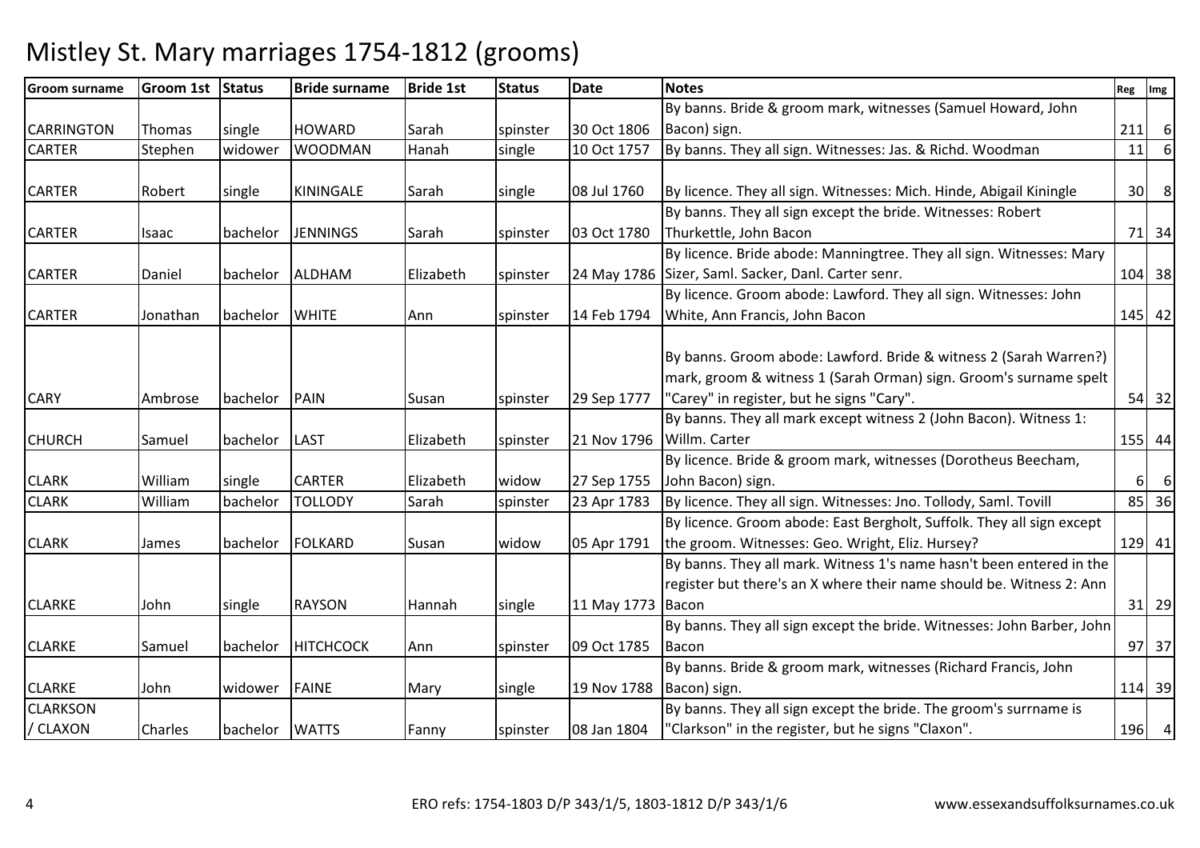# Mistley St. Mary marriages 1754-1812 (grooms)

| Groom surname | Groom 1st | Status | Bride surname | Bride 1st | Status | Date | Notes | Reg | Img |
|---|---|---|---|---|---|---|---|---|---|
| CARRINGTON | Thomas | single | HOWARD | Sarah | spinster | 30 Oct 1806 | By banns. Bride & groom mark, witnesses (Samuel Howard, John Bacon) sign. | 211 | 6 |
| CARTER | Stephen | widower | WOODMAN | Hanah | single | 10 Oct 1757 | By banns. They all sign. Witnesses: Jas. & Richd. Woodman | 11 | 6 |
| CARTER | Robert | single | KININGALE | Sarah | single | 08 Jul 1760 | By licence. They all sign. Witnesses: Mich. Hinde, Abigail Kiningle | 30 | 8 |
| CARTER | Isaac | bachelor | JENNINGS | Sarah | spinster | 03 Oct 1780 | By banns. They all sign except the bride. Witnesses: Robert Thurkettle, John Bacon | 71 | 34 |
| CARTER | Daniel | bachelor | ALDHAM | Elizabeth | spinster | 24 May 1786 | By licence. Bride abode: Manningtree. They all sign. Witnesses: Mary Sizer, Saml. Sacker, Danl. Carter senr. | 104 | 38 |
| CARTER | Jonathan | bachelor | WHITE | Ann | spinster | 14 Feb 1794 | By licence. Groom abode: Lawford. They all sign. Witnesses: John White, Ann Francis, John Bacon | 145 | 42 |
| CARY | Ambrose | bachelor | PAIN | Susan | spinster | 29 Sep 1777 | By banns. Groom abode: Lawford. Bride & witness 2 (Sarah Warren?) mark, groom & witness 1 (Sarah Orman) sign. Groom's surname spelt "Carey" in register, but he signs "Cary". | 54 | 32 |
| CHURCH | Samuel | bachelor | LAST | Elizabeth | spinster | 21 Nov 1796 | By banns. They all mark except witness 2 (John Bacon). Witness 1: Willm. Carter | 155 | 44 |
| CLARK | William | single | CARTER | Elizabeth | widow | 27 Sep 1755 | By licence. Bride & groom mark, witnesses (Dorotheus Beecham, John Bacon) sign. | 6 | 6 |
| CLARK | William | bachelor | TOLLODY | Sarah | spinster | 23 Apr 1783 | By licence. They all sign. Witnesses: Jno. Tollody, Saml. Tovill | 85 | 36 |
| CLARK | James | bachelor | FOLKARD | Susan | widow | 05 Apr 1791 | By licence. Groom abode: East Bergholt, Suffolk. They all sign except the groom. Witnesses: Geo. Wright, Eliz. Hursey? | 129 | 41 |
| CLARKE | John | single | RAYSON | Hannah | single | 11 May 1773 | By banns. They all mark. Witness 1's name hasn't been entered in the register but there's an X where their name should be. Witness 2: Ann Bacon | 31 | 29 |
| CLARKE | Samuel | bachelor | HITCHCOCK | Ann | spinster | 09 Oct 1785 | By banns. They all sign except the bride. Witnesses: John Barber, John Bacon | 97 | 37 |
| CLARKE | John | widower | FAINE | Mary | single | 19 Nov 1788 | By banns. Bride & groom mark, witnesses (Richard Francis, John Bacon) sign. | 114 | 39 |
| CLARKSON / CLAXON | Charles | bachelor | WATTS | Fanny | spinster | 08 Jan 1804 | By banns. They all sign except the bride. The groom's surrname is "Clarkson" in the register, but he signs "Claxon". | 196 | 4 |

ERO refs: 1754-1803 D/P 343/1/5, 1803-1812 D/P 343/1/6

www.essexandsuffolksurnames.co.uk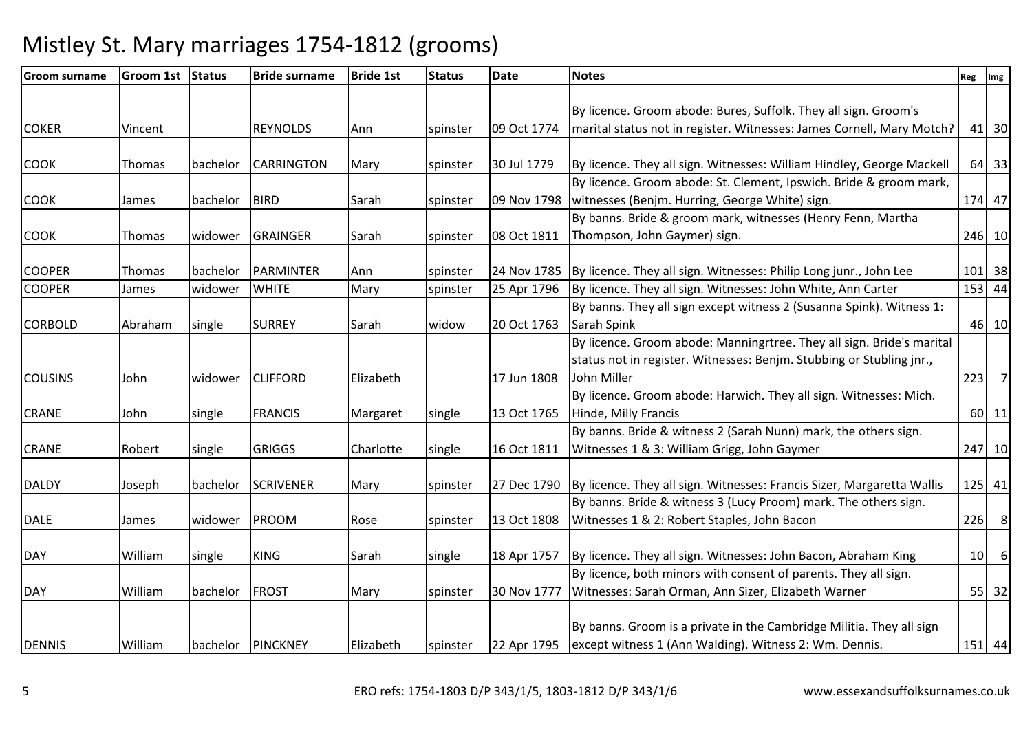# Mistley St. Mary marriages 1754-1812 (grooms)

| Groom surname | Groom 1st | Status | Bride surname | Bride 1st | Status | Date | Notes | Reg | Img |
|---|---|---|---|---|---|---|---|---|---|
| COKER | Vincent | | REYNOLDS | Ann | spinster | 09 Oct 1774 | By licence. Groom abode: Bures, Suffolk. They all sign. Groom's marital status not in register. Witnesses: James Cornell, Mary Motch? | 41 | 30 |
| COOK | Thomas | bachelor | CARRINGTON | Mary | spinster | 30 Jul 1779 | By licence. They all sign. Witnesses: William Hindley, George Mackell | 64 | 33 |
| COOK | James | bachelor | BIRD | Sarah | spinster | 09 Nov 1798 | By licence. Groom abode: St. Clement, Ipswich. Bride & groom mark, witnesses (Benjm. Hurring, George White) sign. | 174 | 47 |
| COOK | Thomas | widower | GRAINGER | Sarah | spinster | 08 Oct 1811 | By banns. Bride & groom mark, witnesses (Henry Fenn, Martha Thompson, John Gaymer) sign. | 246 | 10 |
| COOPER | Thomas | bachelor | PARMINTER | Ann | spinster | 24 Nov 1785 | By licence. They all sign. Witnesses: Philip Long junr., John Lee | 101 | 38 |
| COOPER | James | widower | WHITE | Mary | spinster | 25 Apr 1796 | By licence. They all sign. Witnesses: John White, Ann Carter | 153 | 44 |
| CORBOLD | Abraham | single | SURREY | Sarah | widow | 20 Oct 1763 | By banns. They all sign except witness 2 (Susanna Spink). Witness 1: Sarah Spink | 46 | 10 |
| COUSINS | John | widower | CLIFFORD | Elizabeth | | 17 Jun 1808 | By licence. Groom abode: Manningrtree. They all sign. Bride's marital status not in register. Witnesses: Benjm. Stubbing or Stubling jnr., John Miller | 223 | 7 |
| CRANE | John | single | FRANCIS | Margaret | single | 13 Oct 1765 | By licence. Groom abode: Harwich. They all sign. Witnesses: Mich. Hinde, Milly Francis | 60 | 11 |
| CRANE | Robert | single | GRIGGS | Charlotte | single | 16 Oct 1811 | By banns. Bride & witness 2 (Sarah Nunn) mark, the others sign. Witnesses 1 & 3: William Grigg, John Gaymer | 247 | 10 |
| DALDY | Joseph | bachelor | SCRIVENER | Mary | spinster | 27 Dec 1790 | By licence. They all sign. Witnesses: Francis Sizer, Margaretta Wallis | 125 | 41 |
| DALE | James | widower | PROOM | Rose | spinster | 13 Oct 1808 | By banns. Bride & witness 3 (Lucy Proom) mark. The others sign. Witnesses 1 & 2: Robert Staples, John Bacon | 226 | 8 |
| DAY | William | single | KING | Sarah | single | 18 Apr 1757 | By licence. They all sign. Witnesses: John Bacon, Abraham King | 10 | 6 |
| DAY | William | bachelor | FROST | Mary | spinster | 30 Nov 1777 | By licence, both minors with consent of parents. They all sign. Witnesses: Sarah Orman, Ann Sizer, Elizabeth Warner | 55 | 32 |
| DENNIS | William | bachelor | PINCKNEY | Elizabeth | spinster | 22 Apr 1795 | By banns. Groom is a private in the Cambridge Militia. They all sign except witness 1 (Ann Walding). Witness 2: Wm. Dennis. | 151 | 44 |

ERO refs: 1754-1803 D/P 343/1/5, 1803-1812 D/P 343/1/6 www.essexandsuffolksurnames.co.uk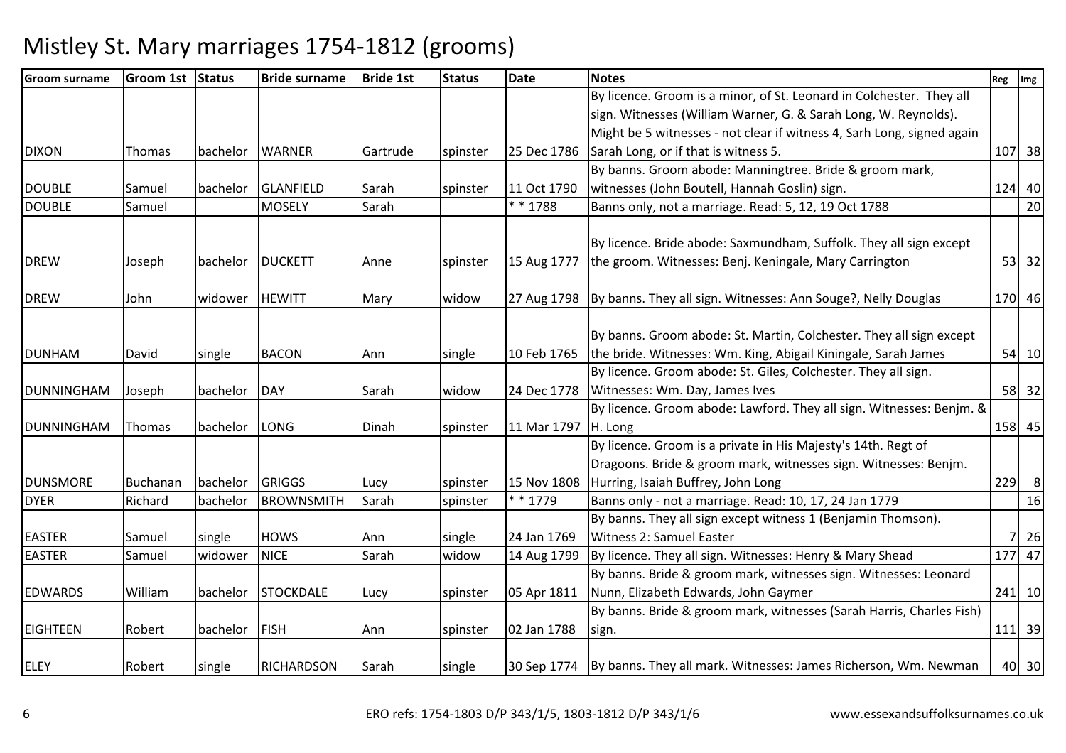# Mistley St. Mary marriages 1754-1812 (grooms)

| Groom surname | Groom 1st | Status | Bride surname | Bride 1st | Status | Date | Notes | Reg | Img |
|---|---|---|---|---|---|---|---|---|---|
| DIXON | Thomas | bachelor | WARNER | Gartrude | spinster | 25 Dec 1786 | By licence. Groom is a minor, of St. Leonard in Colchester. They all sign. Witnesses (William Warner, G. & Sarah Long, W. Reynolds). Might be 5 witnesses - not clear if witness 4, Sarh Long, signed again Sarah Long, or if that is witness 5. | 107 | 38 |
| DOUBLE | Samuel | bachelor | GLANFIELD | Sarah | spinster | 11 Oct 1790 | By banns. Groom abode: Manningtree. Bride & groom mark, witnesses (John Boutell, Hannah Goslin) sign. | 124 | 40 |
| DOUBLE | Samuel | | MOSELY | Sarah | | * * 1788 | Banns only, not a marriage. Read: 5, 12, 19 Oct 1788 | | 20 |
| DREW | Joseph | bachelor | DUCKETT | Anne | spinster | 15 Aug 1777 | By licence. Bride abode: Saxmundham, Suffolk. They all sign except the groom. Witnesses: Benj. Keningale, Mary Carrington | 53 | 32 |
| DREW | John | widower | HEWITT | Mary | widow | 27 Aug 1798 | By banns. They all sign. Witnesses: Ann Souge?, Nelly Douglas | 170 | 46 |
| DUNHAM | David | single | BACON | Ann | single | 10 Feb 1765 | By banns. Groom abode: St. Martin, Colchester. They all sign except the bride. Witnesses: Wm. King, Abigail Kiningale, Sarah James | 54 | 10 |
| DUNNINGHAM | Joseph | bachelor | DAY | Sarah | widow | 24 Dec 1778 | By licence. Groom abode: St. Giles, Colchester. They all sign. Witnesses: Wm. Day, James Ives | 58 | 32 |
| DUNNINGHAM | Thomas | bachelor | LONG | Dinah | spinster | 11 Mar 1797 | By licence. Groom abode: Lawford. They all sign. Witnesses: Benjm. & H. Long | 158 | 45 |
| DUNSMORE | Buchanan | bachelor | GRIGGS | Lucy | spinster | 15 Nov 1808 | By licence. Groom is a private in His Majesty's 14th. Regt of Dragoons. Bride & groom mark, witnesses sign. Witnesses: Benjm. Hurring, Isaiah Buffrey, John Long | 229 | 8 |
| DYER | Richard | bachelor | BROWNSMITH | Sarah | spinster | * * 1779 | Banns only - not a marriage. Read: 10, 17, 24 Jan 1779 | | 16 |
| EASTER | Samuel | single | HOWS | Ann | single | 24 Jan 1769 | By banns. They all sign except witness 1 (Benjamin Thomson). Witness 2: Samuel Easter | 7 | 26 |
| EASTER | Samuel | widower | NICE | Sarah | widow | 14 Aug 1799 | By licence. They all sign. Witnesses: Henry & Mary Shead | 177 | 47 |
| EDWARDS | William | bachelor | STOCKDALE | Lucy | spinster | 05 Apr 1811 | By banns. Bride & groom mark, witnesses sign. Witnesses: Leonard Nunn, Elizabeth Edwards, John Gaymer | 241 | 10 |
| EIGHTEEN | Robert | bachelor | FISH | Ann | spinster | 02 Jan 1788 | By banns. Bride & groom mark, witnesses (Sarah Harris, Charles Fish) sign. | 111 | 39 |
| ELEY | Robert | single | RICHARDSON | Sarah | single | 30 Sep 1774 | By banns. They all mark. Witnesses: James Richerson, Wm. Newman | 40 | 30 |

ERO refs: 1754-1803 D/P 343/1/5, 1803-1812 D/P 343/1/6 www.essexandsuffolksurnames.co.uk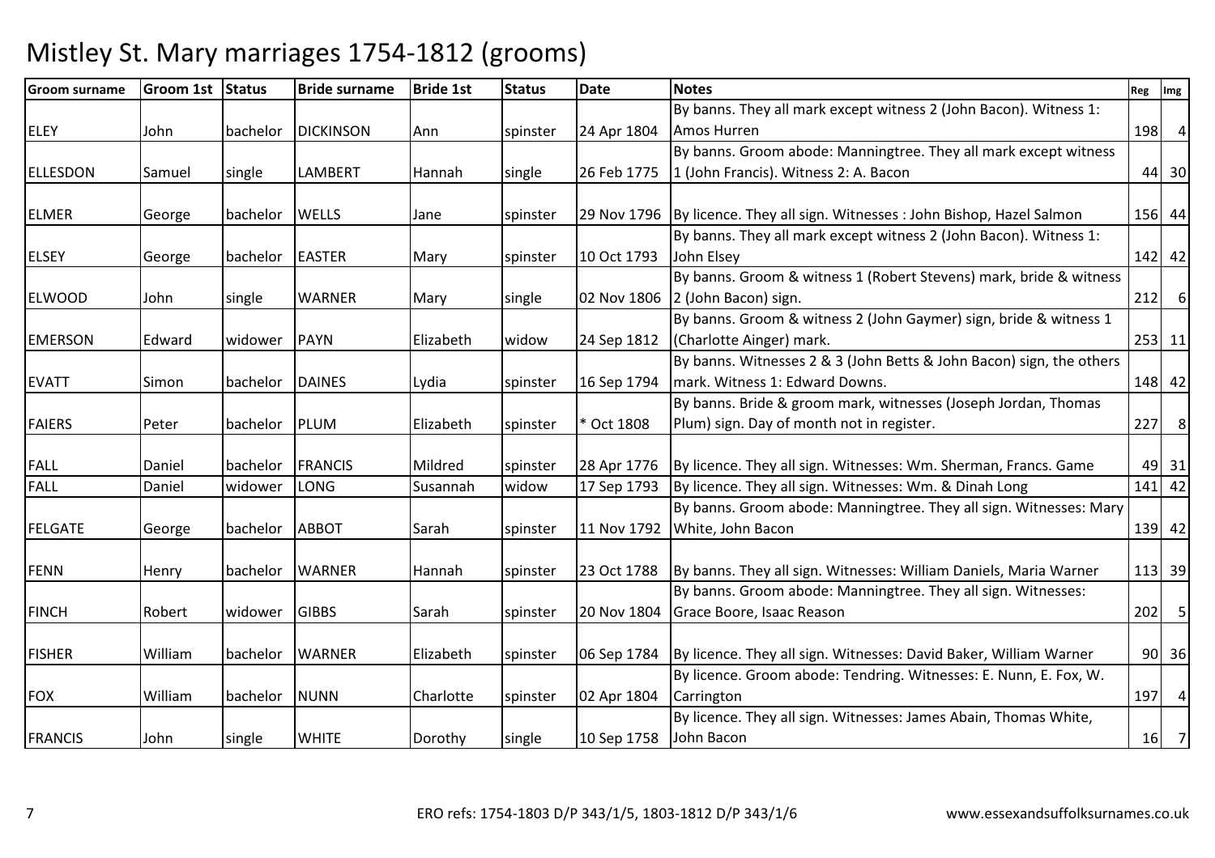# Mistley St. Mary marriages 1754-1812 (grooms)

| Groom surname | Groom 1st | Status | Bride surname | Bride 1st | Status | Date | Notes | Reg | Img |
|---|---|---|---|---|---|---|---|---|---|
| ELEY | John | bachelor | DICKINSON | Ann | spinster | 24 Apr 1804 | By banns. They all mark except witness 2 (John Bacon). Witness 1: Amos Hurren | 198 | 4 |
| ELLESDON | Samuel | single | LAMBERT | Hannah | single | 26 Feb 1775 | By banns. Groom abode: Manningtree. They all mark except witness 1 (John Francis). Witness 2: A. Bacon | 44 | 30 |
| ELMER | George | bachelor | WELLS | Jane | spinster | 29 Nov 1796 | By licence. They all sign. Witnesses : John Bishop, Hazel Salmon | 156 | 44 |
| ELSEY | George | bachelor | EASTER | Mary | spinster | 10 Oct 1793 | By banns. They all mark except witness 2 (John Bacon). Witness 1: John Elsey | 142 | 42 |
| ELWOOD | John | single | WARNER | Mary | single | 02 Nov 1806 | By banns. Groom & witness 1 (Robert Stevens) mark, bride & witness 2 (John Bacon) sign. | 212 | 6 |
| EMERSON | Edward | widower | PAYN | Elizabeth | widow | 24 Sep 1812 | By banns. Groom & witness 2 (John Gaymer) sign, bride & witness 1 (Charlotte Ainger) mark. | 253 | 11 |
| EVATT | Simon | bachelor | DAINES | Lydia | spinster | 16 Sep 1794 | By banns. Witnesses 2 & 3 (John Betts & John Bacon) sign, the others mark. Witness 1: Edward Downs. | 148 | 42 |
| FAIERS | Peter | bachelor | PLUM | Elizabeth | spinster | * Oct 1808 | By banns. Bride & groom mark, witnesses (Joseph Jordan, Thomas Plum) sign. Day of month not in register. | 227 | 8 |
| FALL | Daniel | bachelor | FRANCIS | Mildred | spinster | 28 Apr 1776 | By licence. They all sign. Witnesses: Wm. Sherman, Francs. Game | 49 | 31 |
| FALL | Daniel | widower | LONG | Susannah | widow | 17 Sep 1793 | By licence. They all sign. Witnesses: Wm. & Dinah Long | 141 | 42 |
| FELGATE | George | bachelor | ABBOT | Sarah | spinster | 11 Nov 1792 | By banns. Groom abode: Manningtree. They all sign. Witnesses: Mary White, John Bacon | 139 | 42 |
| FENN | Henry | bachelor | WARNER | Hannah | spinster | 23 Oct 1788 | By banns. They all sign. Witnesses: William Daniels, Maria Warner | 113 | 39 |
| FINCH | Robert | widower | GIBBS | Sarah | spinster | 20 Nov 1804 | By banns. Groom abode: Manningtree. They all sign. Witnesses: Grace Boore, Isaac Reason | 202 | 5 |
| FISHER | William | bachelor | WARNER | Elizabeth | spinster | 06 Sep 1784 | By licence. They all sign. Witnesses: David Baker, William Warner | 90 | 36 |
| FOX | William | bachelor | NUNN | Charlotte | spinster | 02 Apr 1804 | By licence. Groom abode: Tendring. Witnesses: E. Nunn, E. Fox, W. Carrington | 197 | 4 |
| FRANCIS | John | single | WHITE | Dorothy | single | 10 Sep 1758 | By licence. They all sign. Witnesses: James Abain, Thomas White, John Bacon | 16 | 7 |

ERO refs: 1754-1803 D/P 343/1/5, 1803-1812 D/P 343/1/6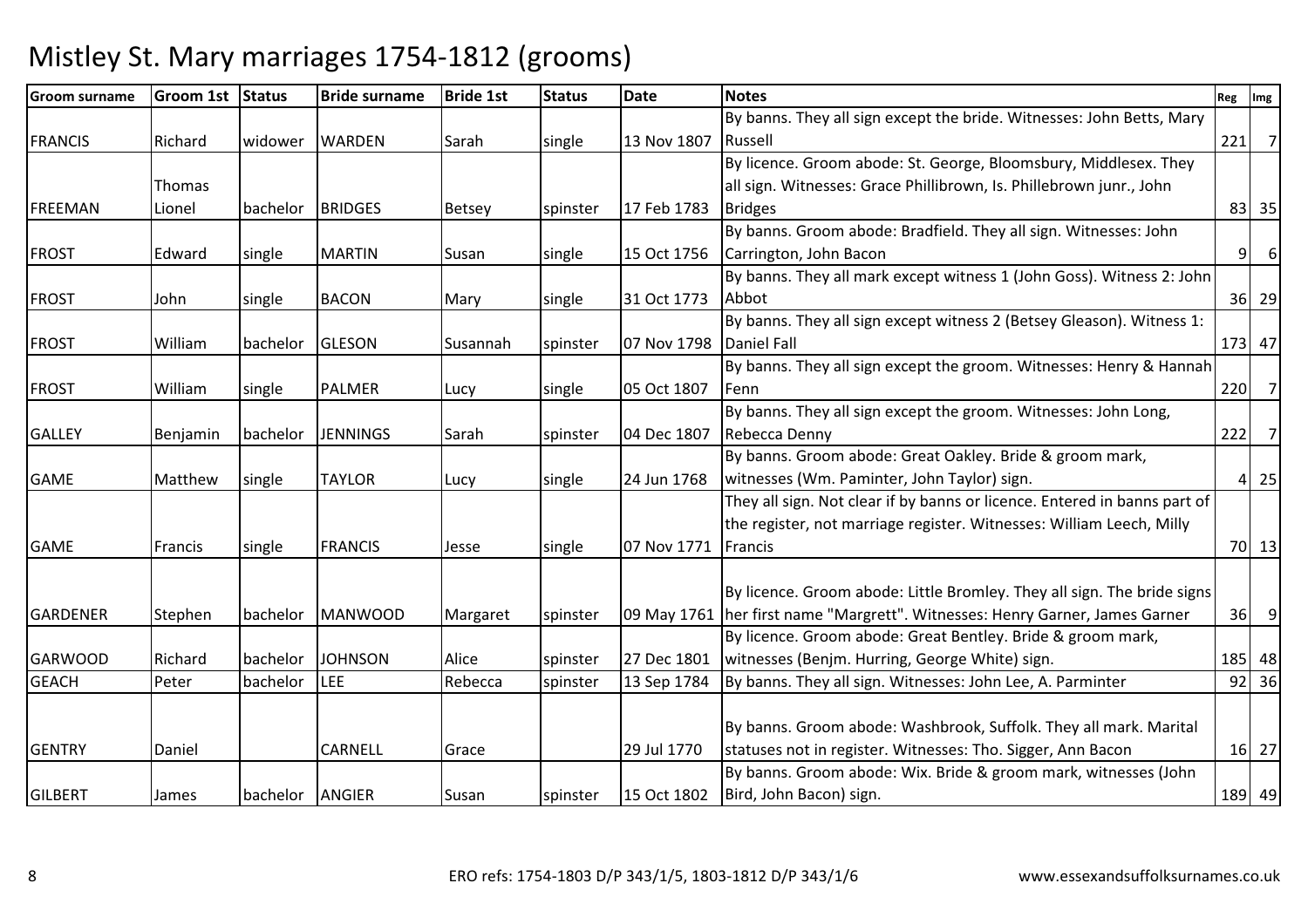# Mistley St. Mary marriages 1754-1812 (grooms)

| Groom surname | Groom 1st | Status | Bride surname | Bride 1st | Status | Date | Notes | Reg | Img |
|---|---|---|---|---|---|---|---|---|---|
| FRANCIS | Richard | widower | WARDEN | Sarah | single | 13 Nov 1807 | By banns. They all sign except the bride. Witnesses: John Betts, Mary Russell | 221 | 7 |
| FREEMAN | Thomas Lionel | bachelor | BRIDGES | Betsey | spinster | 17 Feb 1783 | By licence. Groom abode: St. George, Bloomsbury, Middlesex. They all sign. Witnesses: Grace Phillibrown, Is. Phillebrown junr., John Bridges | 83 | 35 |
| FROST | Edward | single | MARTIN | Susan | single | 15 Oct 1756 | By banns. Groom abode: Bradfield. They all sign. Witnesses: John Carrington, John Bacon | 9 | 6 |
| FROST | John | single | BACON | Mary | single | 31 Oct 1773 | By banns. They all mark except witness 1 (John Goss). Witness 2: John Abbot | 36 | 29 |
| FROST | William | bachelor | GLESON | Susannah | spinster | 07 Nov 1798 | By banns. They all sign except witness 2 (Betsey Gleason). Witness 1: Daniel Fall | 173 | 47 |
| FROST | William | single | PALMER | Lucy | single | 05 Oct 1807 | By banns. They all sign except the groom. Witnesses: Henry & Hannah Fenn | 220 | 7 |
| GALLEY | Benjamin | bachelor | JENNINGS | Sarah | spinster | 04 Dec 1807 | By banns. They all sign except the groom. Witnesses: John Long, Rebecca Denny | 222 | 7 |
| GAME | Matthew | single | TAYLOR | Lucy | single | 24 Jun 1768 | By banns. Groom abode: Great Oakley. Bride & groom mark, witnesses (Wm. Paminter, John Taylor) sign. | 4 | 25 |
| GAME | Francis | single | FRANCIS | Jesse | single | 07 Nov 1771 | They all sign. Not clear if by banns or licence. Entered in banns part of the register, not marriage register. Witnesses: William Leech, Milly Francis | 70 | 13 |
| GARDENER | Stephen | bachelor | MANWOOD | Margaret | spinster | 09 May 1761 | By licence. Groom abode: Little Bromley. They all sign. The bride signs her first name "Margrett". Witnesses: Henry Garner, James Garner | 36 | 9 |
| GARWOOD | Richard | bachelor | JOHNSON | Alice | spinster | 27 Dec 1801 | By licence. Groom abode: Great Bentley. Bride & groom mark, witnesses (Benjm. Hurring, George White) sign. | 185 | 48 |
| GEACH | Peter | bachelor | LEE | Rebecca | spinster | 13 Sep 1784 | By banns. They all sign. Witnesses: John Lee, A. Parminter | 92 | 36 |
| GENTRY | Daniel | | CARNELL | Grace | | 29 Jul 1770 | By banns. Groom abode: Washbrook, Suffolk. They all mark. Marital statuses not in register. Witnesses: Tho. Sigger, Ann Bacon | 16 | 27 |
| GILBERT | James | bachelor | ANGIER | Susan | spinster | 15 Oct 1802 | By banns. Groom abode: Wix. Bride & groom mark, witnesses (John Bird, John Bacon) sign. | 189 | 49 |

ERO refs: 1754-1803 D/P 343/1/5, 1803-1812 D/P 343/1/6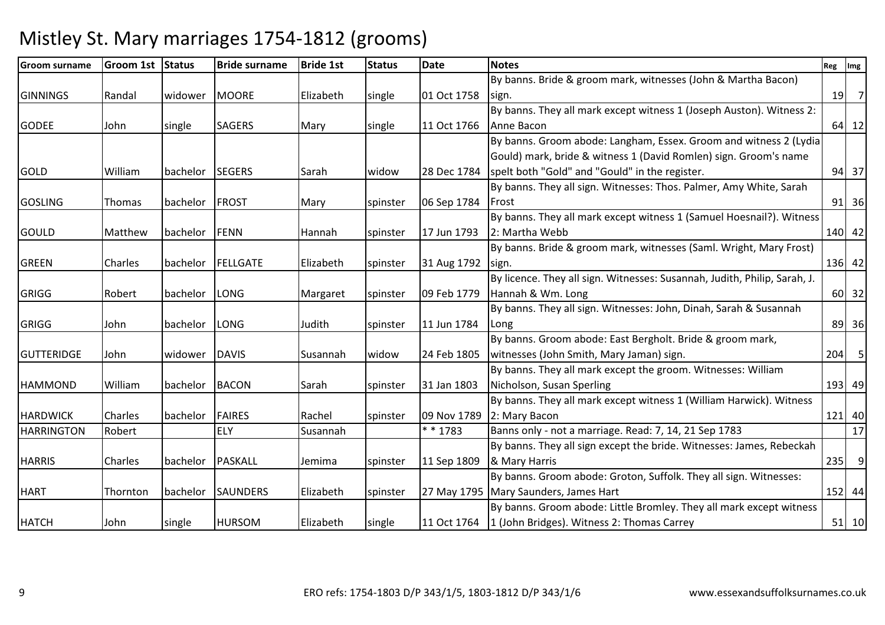# Mistley St. Mary marriages 1754-1812 (grooms)

| Groom surname | Groom 1st | Status | Bride surname | Bride 1st | Status | Date | Notes | Reg | Img |
|---|---|---|---|---|---|---|---|---|---|
| GINNINGS | Randal | widower | MOORE | Elizabeth | single | 01 Oct 1758 | By banns. Bride & groom mark, witnesses (John & Martha Bacon) sign. | 19 | 7 |
| GODEE | John | single | SAGERS | Mary | single | 11 Oct 1766 | By banns. They all mark except witness 1 (Joseph Auston). Witness 2: Anne Bacon | 64 | 12 |
| GOLD | William | bachelor | SEGERS | Sarah | widow | 28 Dec 1784 | By banns. Groom abode: Langham, Essex. Groom and witness 2 (Lydia Gould) mark, bride & witness 1 (David Romlen) sign. Groom's name spelt both "Gold" and "Gould" in the register. | 94 | 37 |
| GOSLING | Thomas | bachelor | FROST | Mary | spinster | 06 Sep 1784 | By banns. They all sign. Witnesses: Thos. Palmer, Amy White, Sarah Frost | 91 | 36 |
| GOULD | Matthew | bachelor | FENN | Hannah | spinster | 17 Jun 1793 | By banns. They all mark except witness 1 (Samuel Hoesnail?). Witness 2: Martha Webb | 140 | 42 |
| GREEN | Charles | bachelor | FELLGATE | Elizabeth | spinster | 31 Aug 1792 | By banns. Bride & groom mark, witnesses (Saml. Wright, Mary Frost) sign. | 136 | 42 |
| GRIGG | Robert | bachelor | LONG | Margaret | spinster | 09 Feb 1779 | By licence. They all sign. Witnesses: Susannah, Judith, Philip, Sarah, J. Hannah & Wm. Long | 60 | 32 |
| GRIGG | John | bachelor | LONG | Judith | spinster | 11 Jun 1784 | By banns. They all sign. Witnesses: John, Dinah, Sarah & Susannah Long | 89 | 36 |
| GUTTERIDGE | John | widower | DAVIS | Susannah | widow | 24 Feb 1805 | By banns. Groom abode: East Bergholt. Bride & groom mark, witnesses (John Smith, Mary Jaman) sign. | 204 | 5 |
| HAMMOND | William | bachelor | BACON | Sarah | spinster | 31 Jan 1803 | By banns. They all mark except the groom. Witnesses: William Nicholson, Susan Sperling | 193 | 49 |
| HARDWICK | Charles | bachelor | FAIRES | Rachel | spinster | 09 Nov 1789 | By banns. They all mark except witness 1 (William Harwick). Witness 2: Mary Bacon | 121 | 40 |
| HARRINGTON | Robert | | ELY | Susannah | | * * 1783 | Banns only - not a marriage. Read: 7, 14, 21 Sep 1783 | | 17 |
| HARRIS | Charles | bachelor | PASKALL | Jemima | spinster | 11 Sep 1809 | By banns. They all sign except the bride. Witnesses: James, Rebeckah & Mary Harris | 235 | 9 |
| HART | Thornton | bachelor | SAUNDERS | Elizabeth | spinster | 27 May 1795 | By banns. Groom abode: Groton, Suffolk. They all sign. Witnesses: Mary Saunders, James Hart | 152 | 44 |
| HATCH | John | single | HURSOM | Elizabeth | single | 11 Oct 1764 | By banns. Groom abode: Little Bromley. They all mark except witness 1 (John Bridges). Witness 2: Thomas Carrey | 51 | 10 |

ERO refs: 1754-1803 D/P 343/1/5, 1803-1812 D/P 343/1/6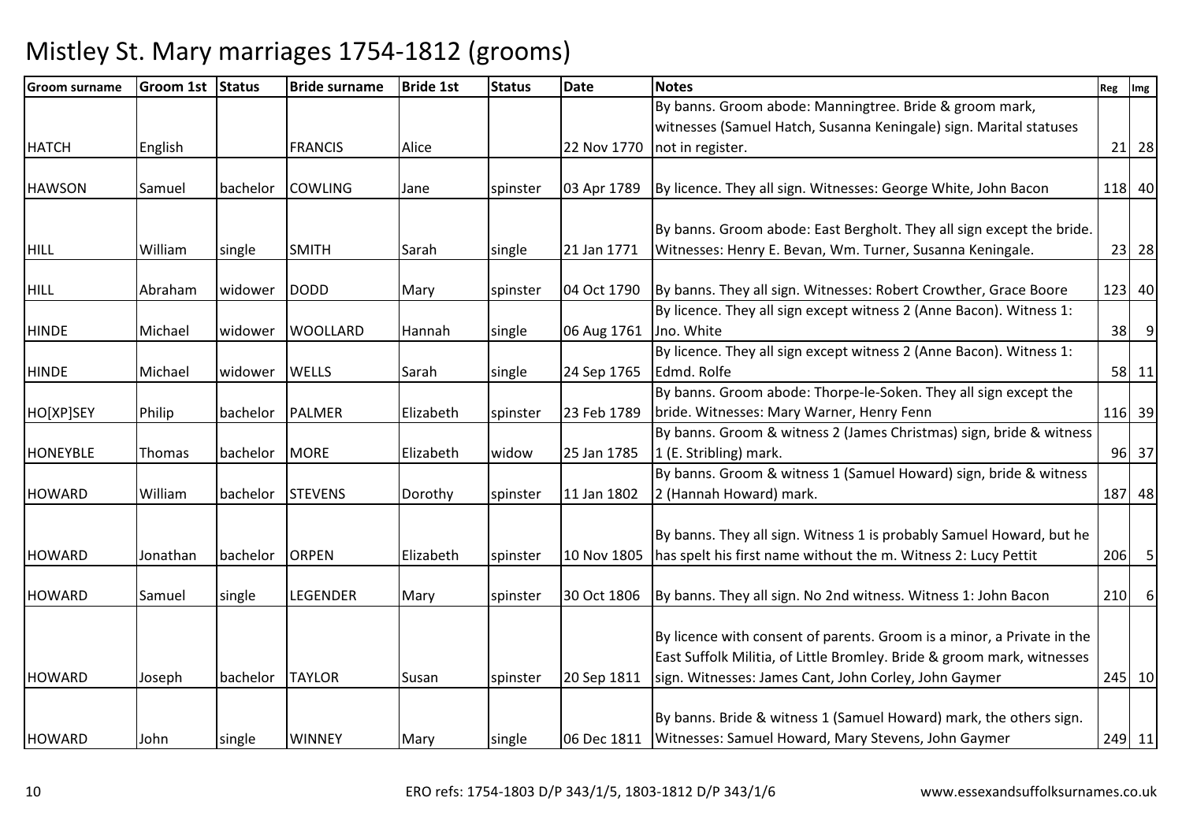# Mistley St. Mary marriages 1754-1812 (grooms)

| Groom surname | Groom 1st | Status | Bride surname | Bride 1st | Status | Date | Notes | Reg | Img |
|---|---|---|---|---|---|---|---|---|---|
| HATCH | English | | FRANCIS | Alice | | 22 Nov 1770 | By banns. Groom abode: Manningtree. Bride & groom mark, witnesses (Samuel Hatch, Susanna Keningale) sign. Marital statuses not in register. | 21 | 28 |
| HAWSON | Samuel | bachelor | COWLING | Jane | spinster | 03 Apr 1789 | By licence. They all sign. Witnesses: George White, John Bacon | 118 | 40 |
| HILL | William | single | SMITH | Sarah | single | 21 Jan 1771 | By banns. Groom abode: East Bergholt. They all sign except the bride. Witnesses: Henry E. Bevan, Wm. Turner, Susanna Keningale. | 23 | 28 |
| HILL | Abraham | widower | DODD | Mary | spinster | 04 Oct 1790 | By banns. They all sign. Witnesses: Robert Crowther, Grace Boore | 123 | 40 |
| HINDE | Michael | widower | WOOLLARD | Hannah | single | 06 Aug 1761 | By licence. They all sign except witness 2 (Anne Bacon). Witness 1: Jno. White | 38 | 9 |
| HINDE | Michael | widower | WELLS | Sarah | single | 24 Sep 1765 | By licence. They all sign except witness 2 (Anne Bacon). Witness 1: Edmd. Rolfe | 58 | 11 |
| HO[XP]SEY | Philip | bachelor | PALMER | Elizabeth | spinster | 23 Feb 1789 | By banns. Groom abode: Thorpe-le-Soken. They all sign except the bride. Witnesses: Mary Warner, Henry Fenn | 116 | 39 |
| HONEYBLE | Thomas | bachelor | MORE | Elizabeth | widow | 25 Jan 1785 | By banns. Groom & witness 2 (James Christmas) sign, bride & witness 1 (E. Stribling) mark. | 96 | 37 |
| HOWARD | William | bachelor | STEVENS | Dorothy | spinster | 11 Jan 1802 | By banns. Groom & witness 1 (Samuel Howard) sign, bride & witness 2 (Hannah Howard) mark. | 187 | 48 |
| HOWARD | Jonathan | bachelor | ORPEN | Elizabeth | spinster | 10 Nov 1805 | By banns. They all sign. Witness 1 is probably Samuel Howard, but he has spelt his first name without the m. Witness 2: Lucy Pettit | 206 | 5 |
| HOWARD | Samuel | single | LEGENDER | Mary | spinster | 30 Oct 1806 | By banns. They all sign. No 2nd witness. Witness 1: John Bacon | 210 | 6 |
| HOWARD | Joseph | bachelor | TAYLOR | Susan | spinster | 20 Sep 1811 | By licence with consent of parents. Groom is a minor, a Private in the East Suffolk Militia, of Little Bromley. Bride & groom mark, witnesses sign. Witnesses: James Cant, John Corley, John Gaymer | 245 | 10 |
| HOWARD | John | single | WINNEY | Mary | single | 06 Dec 1811 | By banns. Bride & witness 1 (Samuel Howard) mark, the others sign. Witnesses: Samuel Howard, Mary Stevens, John Gaymer | 249 | 11 |

ERO refs: 1754-1803 D/P 343/1/5, 1803-1812 D/P 343/1/6

www.essexandsuffolksurnames.co.uk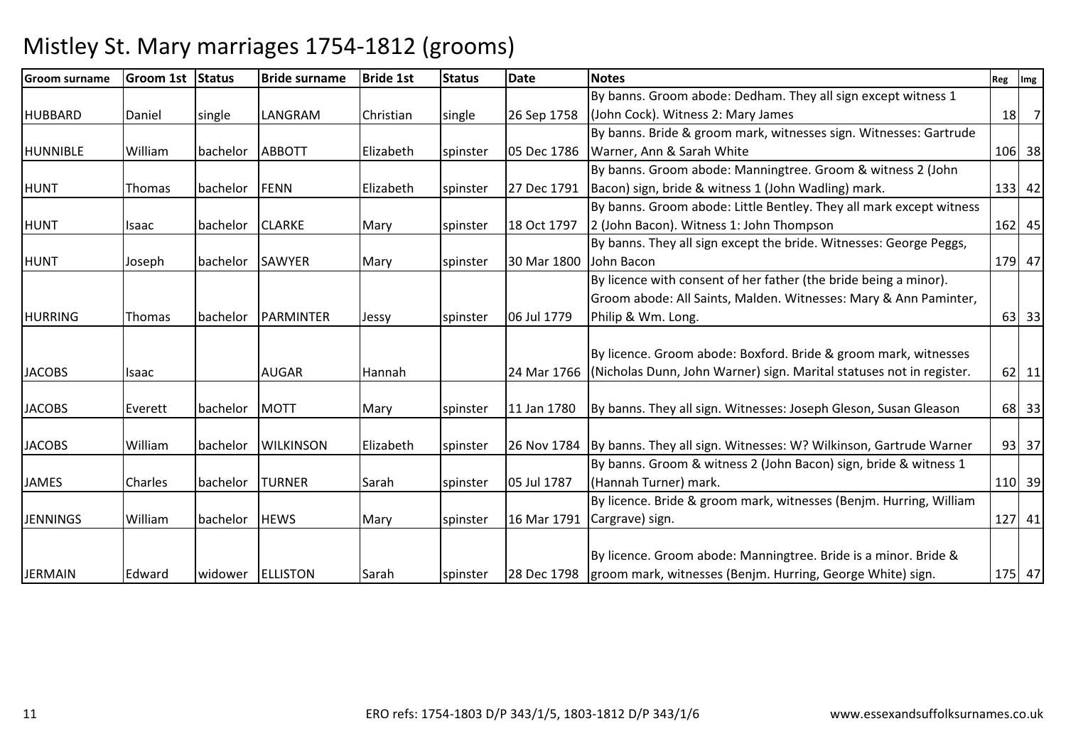# Mistley St. Mary marriages 1754-1812 (grooms)

| Groom surname | Groom 1st | Status | Bride surname | Bride 1st | Status | Date | Notes | Reg | Img |
|---|---|---|---|---|---|---|---|---|---|
| HUBBARD | Daniel | single | LANGRAM | Christian | single | 26 Sep 1758 | By banns. Groom abode: Dedham. They all sign except witness 1 (John Cock). Witness 2: Mary James | 18 | 7 |
| HUNNIBLE | William | bachelor | ABBOTT | Elizabeth | spinster | 05 Dec 1786 | By banns. Bride & groom mark, witnesses sign. Witnesses: Gartrude Warner, Ann & Sarah White | 106 | 38 |
| HUNT | Thomas | bachelor | FENN | Elizabeth | spinster | 27 Dec 1791 | By banns. Groom abode: Manningtree. Groom & witness 2 (John Bacon) sign, bride & witness 1 (John Wadling) mark. | 133 | 42 |
| HUNT | Isaac | bachelor | CLARKE | Mary | spinster | 18 Oct 1797 | By banns. Groom abode: Little Bentley. They all mark except witness 2 (John Bacon). Witness 1: John Thompson | 162 | 45 |
| HUNT | Joseph | bachelor | SAWYER | Mary | spinster | 30 Mar 1800 | By banns. They all sign except the bride. Witnesses: George Peggs, John Bacon | 179 | 47 |
| HURRING | Thomas | bachelor | PARMINTER | Jessy | spinster | 06 Jul 1779 | By licence with consent of her father (the bride being a minor). Groom abode: All Saints, Malden. Witnesses: Mary & Ann Paminter, Philip & Wm. Long. | 63 | 33 |
| JACOBS | Isaac | | AUGAR | Hannah | | 24 Mar 1766 | By licence. Groom abode: Boxford. Bride & groom mark, witnesses (Nicholas Dunn, John Warner) sign. Marital statuses not in register. | 62 | 11 |
| JACOBS | Everett | bachelor | MOTT | Mary | spinster | 11 Jan 1780 | By banns. They all sign. Witnesses: Joseph Gleson, Susan Gleason | 68 | 33 |
| JACOBS | William | bachelor | WILKINSON | Elizabeth | spinster | 26 Nov 1784 | By banns. They all sign. Witnesses: W? Wilkinson, Gartrude Warner | 93 | 37 |
| JAMES | Charles | bachelor | TURNER | Sarah | spinster | 05 Jul 1787 | By banns. Groom & witness 2 (John Bacon) sign, bride & witness 1 (Hannah Turner) mark. | 110 | 39 |
| JENNINGS | William | bachelor | HEWS | Mary | spinster | 16 Mar 1791 | By licence. Bride & groom mark, witnesses (Benjm. Hurring, William Cargrave) sign. | 127 | 41 |
| JERMAIN | Edward | widower | ELLISTON | Sarah | spinster | 28 Dec 1798 | By licence. Groom abode: Manningtree. Bride is a minor. Bride & groom mark, witnesses (Benjm. Hurring, George White) sign. | 175 | 47 |

ERO refs: 1754-1803 D/P 343/1/5, 1803-1812 D/P 343/1/6

www.essexandsuffolksurnames.co.uk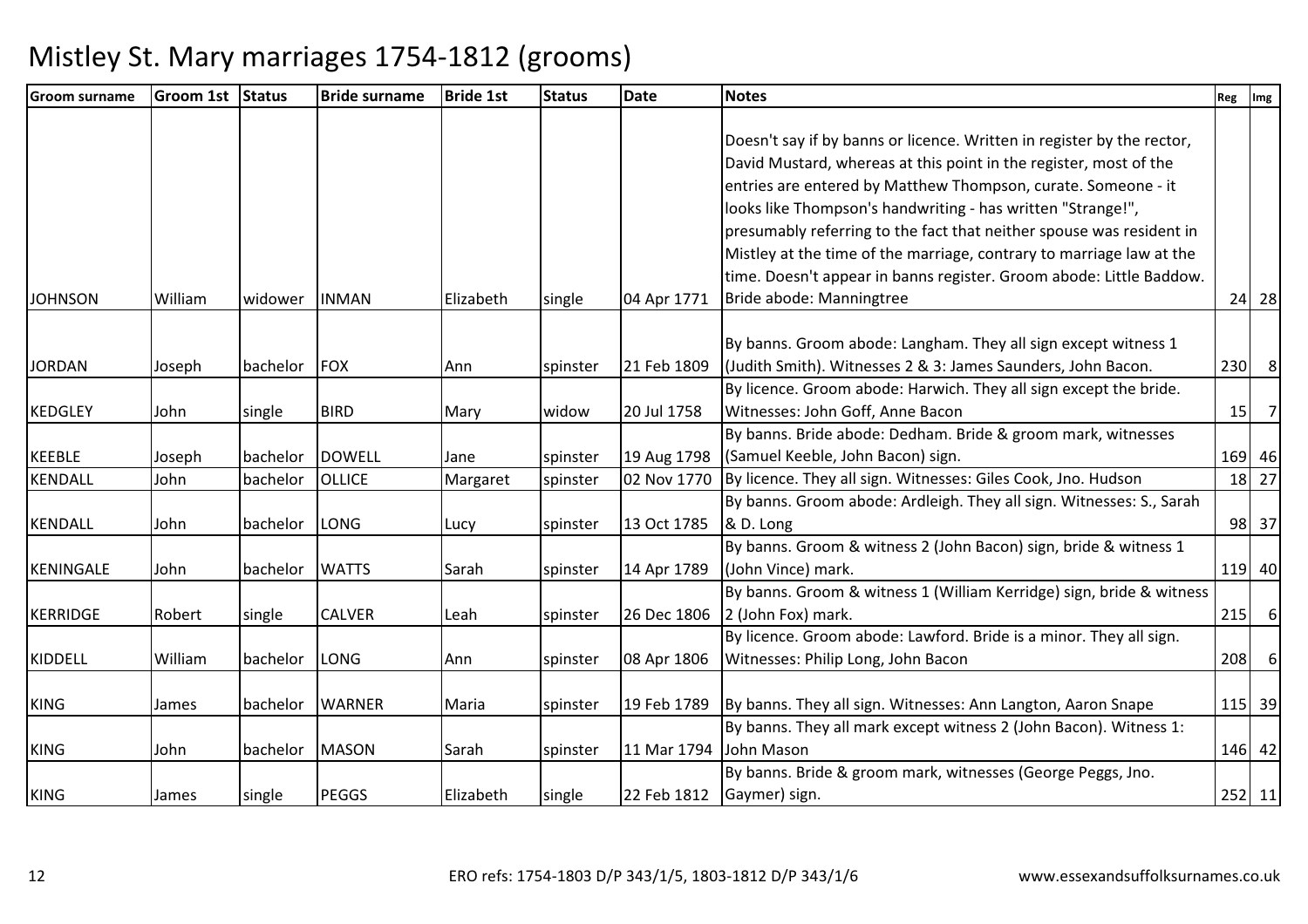# Mistley St. Mary marriages 1754-1812 (grooms)

| Groom surname | Groom 1st | Status | Bride surname | Bride 1st | Status | Date | Notes | Reg | Img |
|---|---|---|---|---|---|---|---|---|---|
| JOHNSON | William | widower | INMAN | Elizabeth | single | 04 Apr 1771 | Doesn't say if by banns or licence. Written in register by the rector, David Mustard, whereas at this point in the register, most of the entries are entered by Matthew Thompson, curate. Someone - it looks like Thompson's handwriting - has written "Strange!", presumably referring to the fact that neither spouse was resident in Mistley at the time of the marriage, contrary to marriage law at the time. Doesn't appear in banns register. Groom abode: Little Baddow. Bride abode: Manningtree | 24 | 28 |
| JORDAN | Joseph | bachelor | FOX | Ann | spinster | 21 Feb 1809 | By banns. Groom abode: Langham. They all sign except witness 1 (Judith Smith). Witnesses 2 & 3: James Saunders, John Bacon. | 230 | 8 |
| KEDGLEY | John | single | BIRD | Mary | widow | 20 Jul 1758 | By licence. Groom abode: Harwich. They all sign except the bride. Witnesses: John Goff, Anne Bacon | 15 | 7 |
| KEEBLE | Joseph | bachelor | DOWELL | Jane | spinster | 19 Aug 1798 | By banns. Bride abode: Dedham. Bride & groom mark, witnesses (Samuel Keeble, John Bacon) sign. | 169 | 46 |
| KENDALL | John | bachelor | OLLICE | Margaret | spinster | 02 Nov 1770 | By licence. They all sign. Witnesses: Giles Cook, Jno. Hudson | 18 | 27 |
| KENDALL | John | bachelor | LONG | Lucy | spinster | 13 Oct 1785 | By banns. Groom abode: Ardleigh. They all sign. Witnesses: S., Sarah & D. Long | 98 | 37 |
| KENINGALE | John | bachelor | WATTS | Sarah | spinster | 14 Apr 1789 | By banns. Groom & witness 2 (John Bacon) sign, bride & witness 1 (John Vince) mark. | 119 | 40 |
| KERRIDGE | Robert | single | CALVER | Leah | spinster | 26 Dec 1806 | By banns. Groom & witness 1 (William Kerridge) sign, bride & witness 2 (John Fox) mark. | 215 | 6 |
| KIDDELL | William | bachelor | LONG | Ann | spinster | 08 Apr 1806 | By licence. Groom abode: Lawford. Bride is a minor. They all sign. Witnesses: Philip Long, John Bacon | 208 | 6 |
| KING | James | bachelor | WARNER | Maria | spinster | 19 Feb 1789 | By banns. They all sign. Witnesses: Ann Langton, Aaron Snape | 115 | 39 |
| KING | John | bachelor | MASON | Sarah | spinster | 11 Mar 1794 | By banns. They all mark except witness 2 (John Bacon). Witness 1: John Mason | 146 | 42 |
| KING | James | single | PEGGS | Elizabeth | single | 22 Feb 1812 | By banns. Bride & groom mark, witnesses (George Peggs, Jno. Gaymer) sign. | 252 | 11 |

ERO refs: 1754-1803 D/P 343/1/5, 1803-1812 D/P 343/1/6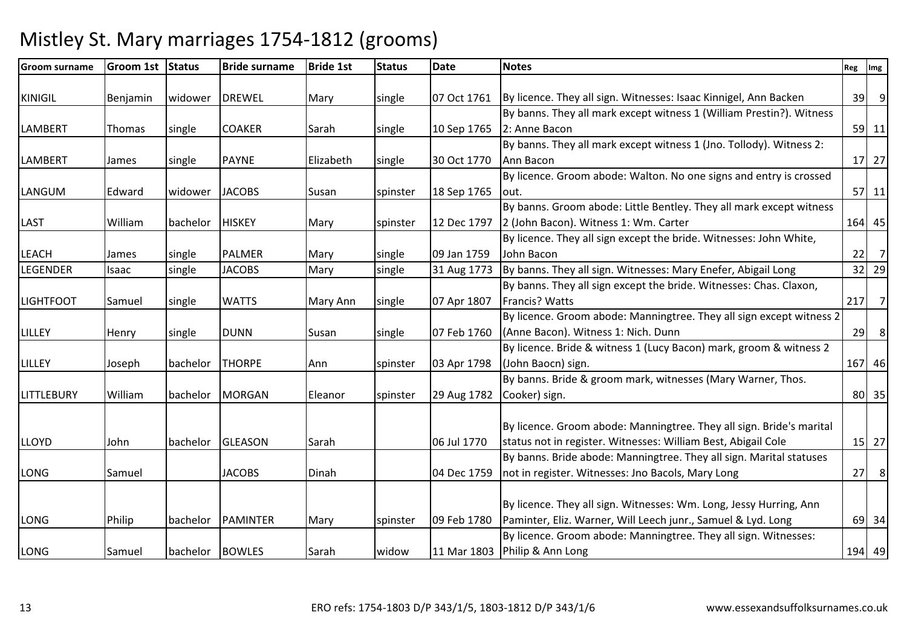# Mistley St. Mary marriages 1754-1812 (grooms)

| Groom surname | Groom 1st | Status | Bride surname | Bride 1st | Status | Date | Notes | Reg | Img |
|---|---|---|---|---|---|---|---|---|---|
| KINIGIL | Benjamin | widower | DREWEL | Mary | single | 07 Oct 1761 | By licence. They all sign. Witnesses: Isaac Kinnigel, Ann Backen | 39 | 9 |
| LAMBERT | Thomas | single | COAKER | Sarah | single | 10 Sep 1765 | By banns. They all mark except witness 1 (William Prestin?). Witness 2: Anne Bacon | 59 | 11 |
| LAMBERT | James | single | PAYNE | Elizabeth | single | 30 Oct 1770 | By banns. They all mark except witness 1 (Jno. Tollody). Witness 2: Ann Bacon | 17 | 27 |
| LANGUM | Edward | widower | JACOBS | Susan | spinster | 18 Sep 1765 | By licence. Groom abode: Walton. No one signs and entry is crossed out. | 57 | 11 |
| LAST | William | bachelor | HISKEY | Mary | spinster | 12 Dec 1797 | By banns. Groom abode: Little Bentley. They all mark except witness 2 (John Bacon). Witness 1: Wm. Carter | 164 | 45 |
| LEACH | James | single | PALMER | Mary | single | 09 Jan 1759 | By licence. They all sign except the bride. Witnesses: John White, John Bacon | 22 | 7 |
| LEGENDER | Isaac | single | JACOBS | Mary | single | 31 Aug 1773 | By banns. They all sign. Witnesses: Mary Enefer, Abigail Long | 32 | 29 |
| LIGHTFOOT | Samuel | single | WATTS | Mary Ann | single | 07 Apr 1807 | By banns. They all sign except the bride. Witnesses: Chas. Claxon, Francis? Watts | 217 | 7 |
| LILLEY | Henry | single | DUNN | Susan | single | 07 Feb 1760 | By licence. Groom abode: Manningtree. They all sign except witness 2 (Anne Bacon). Witness 1: Nich. Dunn | 29 | 8 |
| LILLEY | Joseph | bachelor | THORPE | Ann | spinster | 03 Apr 1798 | By licence. Bride & witness 1 (Lucy Bacon) mark, groom & witness 2 (John Baocn) sign. | 167 | 46 |
| LITTLEBURY | William | bachelor | MORGAN | Eleanor | spinster | 29 Aug 1782 | By banns. Bride & groom mark, witnesses (Mary Warner, Thos. Cooker) sign. | 80 | 35 |
| LLOYD | John | bachelor | GLEASON | Sarah | | 06 Jul 1770 | By licence. Groom abode: Manningtree. They all sign. Bride's marital status not in register. Witnesses: William Best, Abigail Cole | 15 | 27 |
| LONG | Samuel | | JACOBS | Dinah | | 04 Dec 1759 | By banns. Bride abode: Manningtree. They all sign. Marital statuses not in register. Witnesses: Jno Bacols, Mary Long | 27 | 8 |
| LONG | Philip | bachelor | PAMINTER | Mary | spinster | 09 Feb 1780 | By licence. They all sign. Witnesses: Wm. Long, Jessy Hurring, Ann Paminter, Eliz. Warner, Will Leech junr., Samuel & Lyd. Long | 69 | 34 |
| LONG | Samuel | bachelor | BOWLES | Sarah | widow | 11 Mar 1803 | By licence. Groom abode: Manningtree. They all sign. Witnesses: Philip & Ann Long | 194 | 49 |

ERO refs: 1754-1803 D/P 343/1/5, 1803-1812 D/P 343/1/6

www.essexandsuffolksurnames.co.uk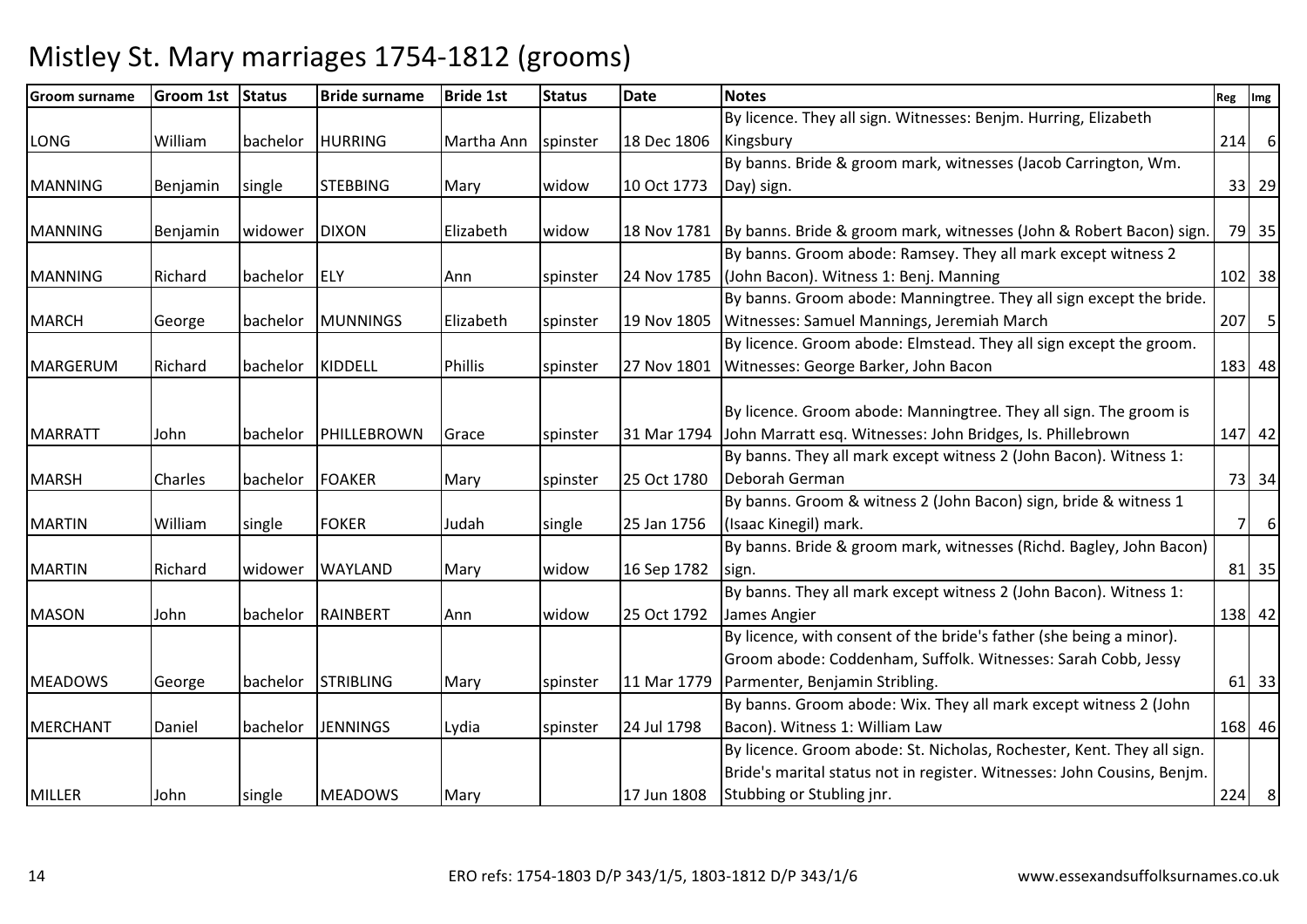# Mistley St. Mary marriages 1754-1812 (grooms)

| Groom surname | Groom 1st | Status | Bride surname | Bride 1st | Status | Date | Notes | Reg | Img |
|---|---|---|---|---|---|---|---|---|---|
| LONG | William | bachelor | HURRING | Martha Ann | spinster | 18 Dec 1806 | By licence. They all sign. Witnesses: Benjm. Hurring, Elizabeth Kingsbury | 214 | 6 |
| MANNING | Benjamin | single | STEBBING | Mary | widow | 10 Oct 1773 | By banns. Bride & groom mark, witnesses (Jacob Carrington, Wm. Day) sign. | 33 | 29 |
| MANNING | Benjamin | widower | DIXON | Elizabeth | widow | 18 Nov 1781 | By banns. Bride & groom mark, witnesses (John & Robert Bacon) sign. | 79 | 35 |
| MANNING | Richard | bachelor | ELY | Ann | spinster | 24 Nov 1785 | By banns. Groom abode: Ramsey. They all mark except witness 2 (John Bacon). Witness 1: Benj. Manning | 102 | 38 |
| MARCH | George | bachelor | MUNNINGS | Elizabeth | spinster | 19 Nov 1805 | By banns. Groom abode: Manningtree. They all sign except the bride. Witnesses: Samuel Mannings, Jeremiah March | 207 | 5 |
| MARGERUM | Richard | bachelor | KIDDELL | Phillis | spinster | 27 Nov 1801 | By licence. Groom abode: Elmstead. They all sign except the groom. Witnesses: George Barker, John Bacon | 183 | 48 |
| MARRATT | John | bachelor | PHILLEBROWN | Grace | spinster | 31 Mar 1794 | By licence. Groom abode: Manningtree. They all sign. The groom is John Marratt esq. Witnesses: John Bridges, Is. Phillebrown | 147 | 42 |
| MARSH | Charles | bachelor | FOAKER | Mary | spinster | 25 Oct 1780 | By banns. They all mark except witness 2 (John Bacon). Witness 1: Deborah German | 73 | 34 |
| MARTIN | William | single | FOKER | Judah | single | 25 Jan 1756 | By banns. Groom & witness 2 (John Bacon) sign, bride & witness 1 (Isaac Kinegil) mark. | 7 | 6 |
| MARTIN | Richard | widower | WAYLAND | Mary | widow | 16 Sep 1782 | By banns. Bride & groom mark, witnesses (Richd. Bagley, John Bacon) sign. | 81 | 35 |
| MASON | John | bachelor | RAINBERT | Ann | widow | 25 Oct 1792 | By banns. They all mark except witness 2 (John Bacon). Witness 1: James Angier | 138 | 42 |
| MEADOWS | George | bachelor | STRIBLING | Mary | spinster | 11 Mar 1779 | By licence, with consent of the bride's father (she being a minor). Groom abode: Coddenham, Suffolk. Witnesses: Sarah Cobb, Jessy Parmenter, Benjamin Stribling. | 61 | 33 |
| MERCHANT | Daniel | bachelor | JENNINGS | Lydia | spinster | 24 Jul 1798 | By banns. Groom abode: Wix. They all mark except witness 2 (John Bacon). Witness 1: William Law | 168 | 46 |
| MILLER | John | single | MEADOWS | Mary | | 17 Jun 1808 | By licence. Groom abode: St. Nicholas, Rochester, Kent. They all sign. Bride's marital status not in register. Witnesses: John Cousins, Benjm. Stubbing or Stubling jnr. | 224 | 8 |

ERO refs: 1754-1803 D/P 343/1/5, 1803-1812 D/P 343/1/6

www.essexandsuffolksurnames.co.uk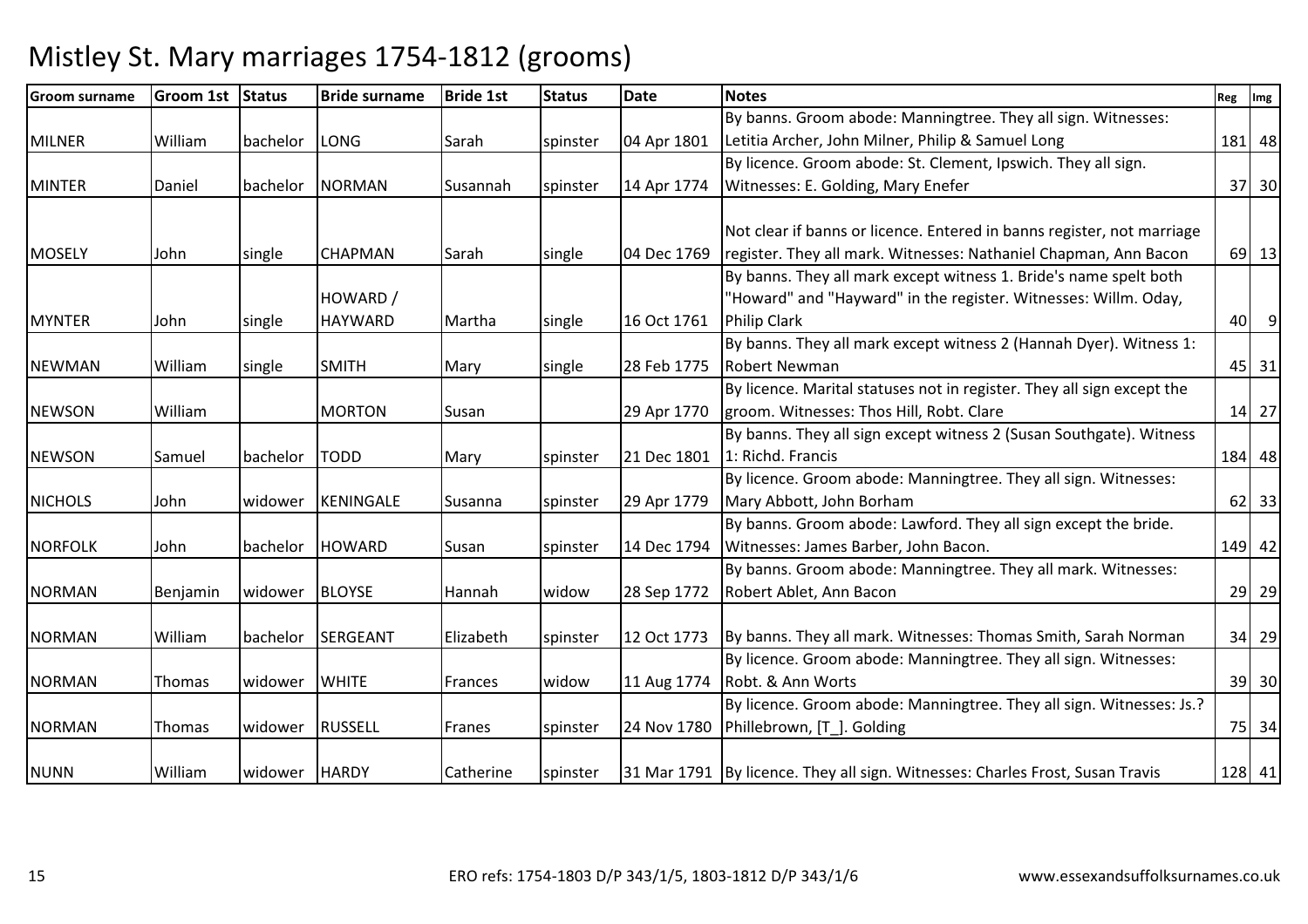# Mistley St. Mary marriages 1754-1812 (grooms)

| Groom surname | Groom 1st | Status | Bride surname | Bride 1st | Status | Date | Notes | Reg | Img |
|---|---|---|---|---|---|---|---|---|---|
| MILNER | William | bachelor | LONG | Sarah | spinster | 04 Apr 1801 | By banns. Groom abode: Manningtree. They all sign. Witnesses: Letitia Archer, John Milner, Philip & Samuel Long | 181 | 48 |
| MINTER | Daniel | bachelor | NORMAN | Susannah | spinster | 14 Apr 1774 | By licence. Groom abode: St. Clement, Ipswich. They all sign. Witnesses: E. Golding, Mary Enefer | 37 | 30 |
| MOSELY | John | single | CHAPMAN | Sarah | single | 04 Dec 1769 | Not clear if banns or licence. Entered in banns register, not marriage register. They all mark. Witnesses: Nathaniel Chapman, Ann Bacon | 69 | 13 |
| MYNTER | John | single | HOWARD / HAYWARD | Martha | single | 16 Oct 1761 | By banns. They all mark except witness 1. Bride's name spelt both "Howard" and "Hayward" in the register. Witnesses: Willm. Oday, Philip Clark | 40 | 9 |
| NEWMAN | William | single | SMITH | Mary | single | 28 Feb 1775 | By banns. They all mark except witness 2 (Hannah Dyer). Witness 1: Robert Newman | 45 | 31 |
| NEWSON | William | | MORTON | Susan | | 29 Apr 1770 | By licence. Marital statuses not in register. They all sign except the groom. Witnesses: Thos Hill, Robt. Clare | 14 | 27 |
| NEWSON | Samuel | bachelor | TODD | Mary | spinster | 21 Dec 1801 | By banns. They all sign except witness 2 (Susan Southgate). Witness 1: Richd. Francis | 184 | 48 |
| NICHOLS | John | widower | KENINGALE | Susanna | spinster | 29 Apr 1779 | By licence. Groom abode: Manningtree. They all sign. Witnesses: Mary Abbott, John Borham | 62 | 33 |
| NORFOLK | John | bachelor | HOWARD | Susan | spinster | 14 Dec 1794 | By banns. Groom abode: Lawford. They all sign except the bride. Witnesses: James Barber, John Bacon. | 149 | 42 |
| NORMAN | Benjamin | widower | BLOYSE | Hannah | widow | 28 Sep 1772 | By banns. Groom abode: Manningtree. They all mark. Witnesses: Robert Ablet, Ann Bacon | 29 | 29 |
| NORMAN | William | bachelor | SERGEANT | Elizabeth | spinster | 12 Oct 1773 | By banns. They all mark. Witnesses: Thomas Smith, Sarah Norman | 34 | 29 |
| NORMAN | Thomas | widower | WHITE | Frances | widow | 11 Aug 1774 | By licence. Groom abode: Manningtree. They all sign. Witnesses: Robt. & Ann Worts | 39 | 30 |
| NORMAN | Thomas | widower | RUSSELL | Franes | spinster | 24 Nov 1780 | By licence. Groom abode: Manningtree. They all sign. Witnesses: Js.? Phillebrown, [T_]. Golding | 75 | 34 |
| NUNN | William | widower | HARDY | Catherine | spinster | 31 Mar 1791 | By licence. They all sign. Witnesses: Charles Frost, Susan Travis | 128 | 41 |

ERO refs: 1754-1803 D/P 343/1/5, 1803-1812 D/P 343/1/6

www.essexandsuffolksurnames.co.uk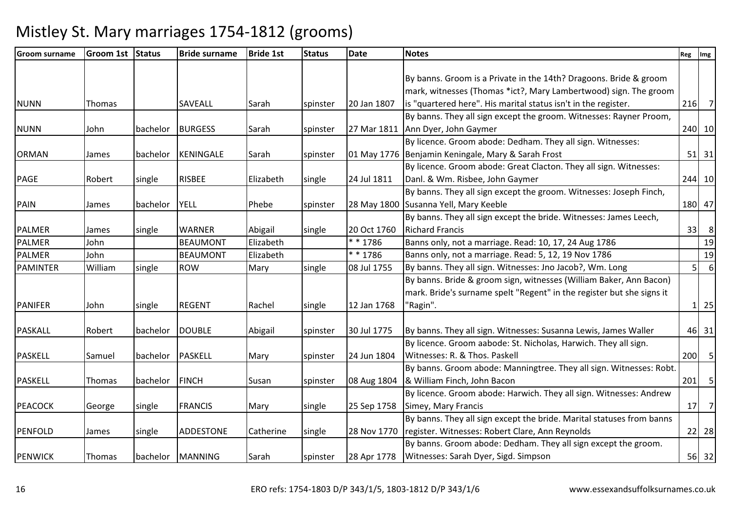# Mistley St. Mary marriages 1754-1812 (grooms)

| Groom surname | Groom 1st | Status | Bride surname | Bride 1st | Status | Date | Notes | Reg | Img |
|---|---|---|---|---|---|---|---|---|---|
| NUNN | Thomas | | SAVEALL | Sarah | spinster | 20 Jan 1807 | By banns. Groom is a Private in the 14th? Dragoons. Bride & groom mark, witnesses (Thomas *ict?, Mary Lambertwood) sign. The groom is "quartered here". His marital status isn't in the register. | 216 | 7 |
| NUNN | John | bachelor | BURGESS | Sarah | spinster | 27 Mar 1811 | By banns. They all sign except the groom. Witnesses: Rayner Proom, Ann Dyer, John Gaymer | 240 | 10 |
| ORMAN | James | bachelor | KENINGALE | Sarah | spinster | 01 May 1776 | By licence. Groom abode: Dedham. They all sign. Witnesses: Benjamin Keningale, Mary & Sarah Frost | 51 | 31 |
| PAGE | Robert | single | RISBEE | Elizabeth | single | 24 Jul 1811 | By licence. Groom abode: Great Clacton. They all sign. Witnesses: Danl. & Wm. Risbee, John Gaymer | 244 | 10 |
| PAIN | James | bachelor | YELL | Phebe | spinster | 28 May 1800 | By banns. They all sign except the groom. Witnesses: Joseph Finch, Susanna Yell, Mary Keeble | 180 | 47 |
| PALMER | James | single | WARNER | Abigail | single | 20 Oct 1760 | By banns. They all sign except the bride. Witnesses: James Leech, Richard Francis | 33 | 8 |
| PALMER | John | | BEAUMONT | Elizabeth | | * * 1786 | Banns only, not a marriage. Read: 10, 17, 24 Aug 1786 | | 19 |
| PALMER | John | | BEAUMONT | Elizabeth | | * * 1786 | Banns only, not a marriage. Read: 5, 12, 19 Nov 1786 | | 19 |
| PAMINTER | William | single | ROW | Mary | single | 08 Jul 1755 | By banns. They all sign. Witnesses: Jno Jacob?, Wm. Long | 5 | 6 |
| PANIFER | John | single | REGENT | Rachel | single | 12 Jan 1768 | By banns. Bride & groom sign, witnesses (William Baker, Ann Bacon) mark. Bride's surname spelt "Regent" in the register but she signs it "Ragin". | 1 | 25 |
| PASKALL | Robert | bachelor | DOUBLE | Abigail | spinster | 30 Jul 1775 | By banns. They all sign. Witnesses: Susanna Lewis, James Waller | 46 | 31 |
| PASKELL | Samuel | bachelor | PASKELL | Mary | spinster | 24 Jun 1804 | By licence. Groom aabode: St. Nicholas, Harwich. They all sign. Witnesses: R. & Thos. Paskell | 200 | 5 |
| PASKELL | Thomas | bachelor | FINCH | Susan | spinster | 08 Aug 1804 | By banns. Groom abode: Manningtree. They all sign. Witnesses: Robt. & William Finch, John Bacon | 201 | 5 |
| PEACOCK | George | single | FRANCIS | Mary | single | 25 Sep 1758 | By licence. Groom abode: Harwich. They all sign. Witnesses: Andrew Simey, Mary Francis | 17 | 7 |
| PENFOLD | James | single | ADDESTONE | Catherine | single | 28 Nov 1770 | By banns. They all sign except the bride. Marital statuses from banns register. Witnesses: Robert Clare, Ann Reynolds | 22 | 28 |
| PENWICK | Thomas | bachelor | MANNING | Sarah | spinster | 28 Apr 1778 | By banns. Groom abode: Dedham. They all sign except the groom. Witnesses: Sarah Dyer, Sigd. Simpson | 56 | 32 |

ERO refs: 1754-1803 D/P 343/1/5, 1803-1812 D/P 343/1/6

www.essexandsuffolksurnames.co.uk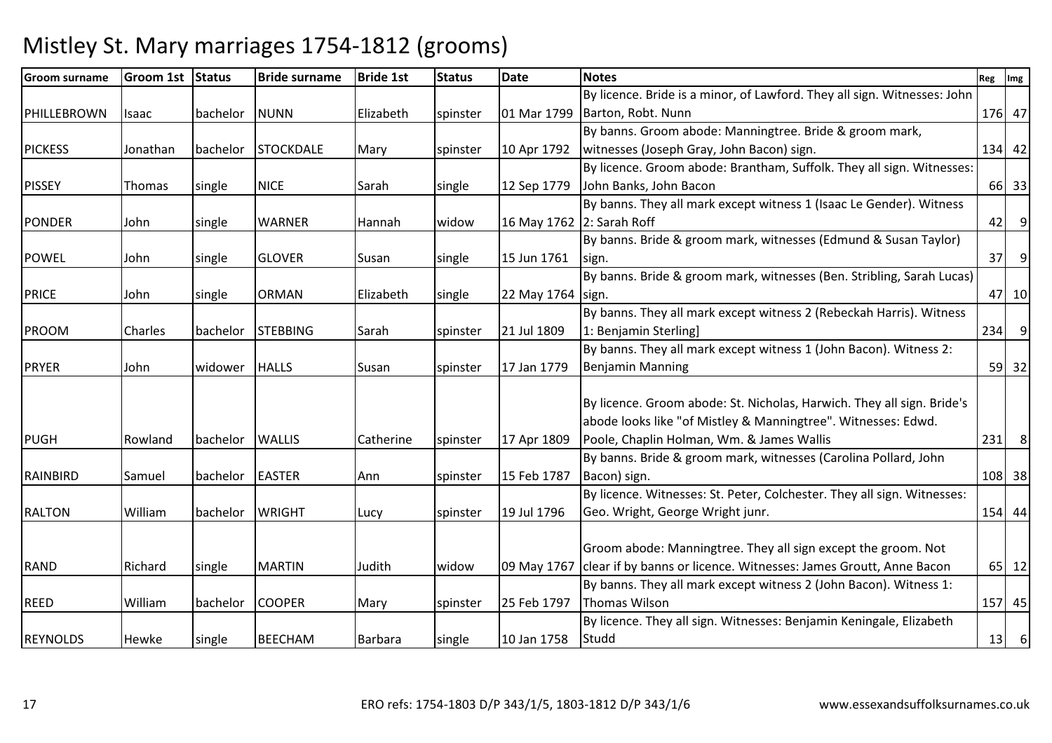# Mistley St. Mary marriages 1754-1812 (grooms)

| Groom surname | Groom 1st | Status | Bride surname | Bride 1st | Status | Date | Notes | Reg | Img |
|---|---|---|---|---|---|---|---|---|---|
| PHILLEBROWN | Isaac | bachelor | NUNN | Elizabeth | spinster | 01 Mar 1799 | By licence. Bride is a minor, of Lawford. They all sign. Witnesses: John Barton, Robt. Nunn | 176 | 47 |
| PICKESS | Jonathan | bachelor | STOCKDALE | Mary | spinster | 10 Apr 1792 | By banns. Groom abode: Manningtree. Bride & groom mark, witnesses (Joseph Gray, John Bacon) sign. | 134 | 42 |
| PISSEY | Thomas | single | NICE | Sarah | single | 12 Sep 1779 | By licence. Groom abode: Brantham, Suffolk. They all sign. Witnesses: John Banks, John Bacon | 66 | 33 |
| PONDER | John | single | WARNER | Hannah | widow | 16 May 1762 | By banns. They all mark except witness 1 (Isaac Le Gender). Witness 2: Sarah Roff | 42 | 9 |
| POWEL | John | single | GLOVER | Susan | single | 15 Jun 1761 | By banns. Bride & groom mark, witnesses (Edmund & Susan Taylor) sign. | 37 | 9 |
| PRICE | John | single | ORMAN | Elizabeth | single | 22 May 1764 | By banns. Bride & groom mark, witnesses (Ben. Stribling, Sarah Lucas) sign. | 47 | 10 |
| PROOM | Charles | bachelor | STEBBING | Sarah | spinster | 21 Jul 1809 | By banns. They all mark except witness 2 (Rebeckah Harris). Witness 1: Benjamin Sterling] | 234 | 9 |
| PRYER | John | widower | HALLS | Susan | spinster | 17 Jan 1779 | By banns. They all mark except witness 1 (John Bacon). Witness 2: Benjamin Manning | 59 | 32 |
| PUGH | Rowland | bachelor | WALLIS | Catherine | spinster | 17 Apr 1809 | By licence. Groom abode: St. Nicholas, Harwich. They all sign. Bride's abode looks like "of Mistley & Manningtree". Witnesses: Edwd. Poole, Chaplin Holman, Wm. & James Wallis | 231 | 8 |
| RAINBIRD | Samuel | bachelor | EASTER | Ann | spinster | 15 Feb 1787 | By banns. Bride & groom mark, witnesses (Carolina Pollard, John Bacon) sign. | 108 | 38 |
| RALTON | William | bachelor | WRIGHT | Lucy | spinster | 19 Jul 1796 | By licence. Witnesses: St. Peter, Colchester. They all sign. Witnesses: Geo. Wright, George Wright junr. | 154 | 44 |
| RAND | Richard | single | MARTIN | Judith | widow | 09 May 1767 | Groom abode: Manningtree. They all sign except the groom. Not clear if by banns or licence. Witnesses: James Groutt, Anne Bacon | 65 | 12 |
| REED | William | bachelor | COOPER | Mary | spinster | 25 Feb 1797 | By banns. They all mark except witness 2 (John Bacon). Witness 1: Thomas Wilson | 157 | 45 |
| REYNOLDS | Hewke | single | BEECHAM | Barbara | single | 10 Jan 1758 | By licence. They all sign. Witnesses: Benjamin Keningale, Elizabeth Studd | 13 | 6 |

ERO refs: 1754-1803 D/P 343/1/5, 1803-1812 D/P 343/1/6 www.essexandsuffolksurnames.co.uk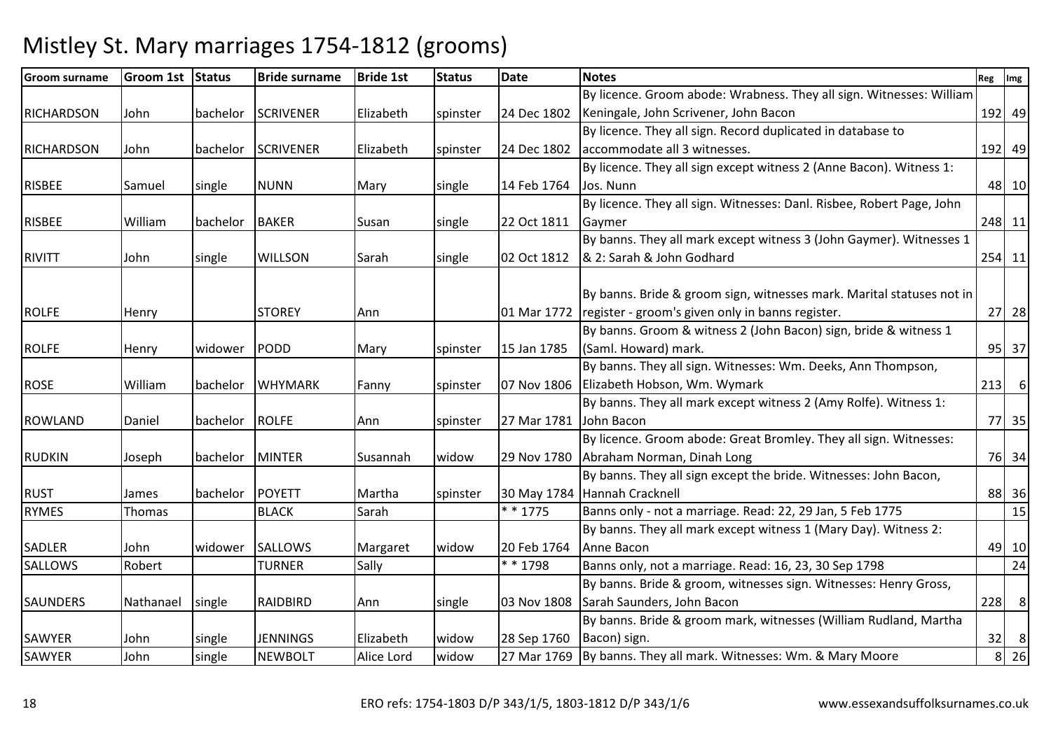# Mistley St. Mary marriages 1754-1812 (grooms)

| Groom surname | Groom 1st | Status | Bride surname | Bride 1st | Status | Date | Notes | Reg | Img |
|---|---|---|---|---|---|---|---|---|---|
| RICHARDSON | John | bachelor | SCRIVENER | Elizabeth | spinster | 24 Dec 1802 | By licence. Groom abode: Wrabness. They all sign. Witnesses: William Keningale, John Scrivener, John Bacon | 192 | 49 |
| RICHARDSON | John | bachelor | SCRIVENER | Elizabeth | spinster | 24 Dec 1802 | By licence. They all sign. Record duplicated in database to accommodate all 3 witnesses. | 192 | 49 |
| RISBEE | Samuel | single | NUNN | Mary | single | 14 Feb 1764 | By licence. They all sign except witness 2 (Anne Bacon). Witness 1: Jos. Nunn | 48 | 10 |
| RISBEE | William | bachelor | BAKER | Susan | single | 22 Oct 1811 | By licence. They all sign. Witnesses: Danl. Risbee, Robert Page, John Gaymer | 248 | 11 |
| RIVITT | John | single | WILLSON | Sarah | single | 02 Oct 1812 | By banns. They all mark except witness 3 (John Gaymer). Witnesses 1 & 2: Sarah & John Godhard | 254 | 11 |
| ROLFE | Henry | | STOREY | Ann | | 01 Mar 1772 | By banns. Bride & groom sign, witnesses mark. Marital statuses not in register - groom's given only in banns register. | 27 | 28 |
| ROLFE | Henry | widower | PODD | Mary | spinster | 15 Jan 1785 | By banns. Groom & witness 2 (John Bacon) sign, bride & witness 1 (Saml. Howard) mark. | 95 | 37 |
| ROSE | William | bachelor | WHYMARK | Fanny | spinster | 07 Nov 1806 | By banns. They all sign. Witnesses: Wm. Deeks, Ann Thompson, Elizabeth Hobson, Wm. Wymark | 213 | 6 |
| ROWLAND | Daniel | bachelor | ROLFE | Ann | spinster | 27 Mar 1781 | By banns. They all mark except witness 2 (Amy Rolfe). Witness 1: John Bacon | 77 | 35 |
| RUDKIN | Joseph | bachelor | MINTER | Susannah | widow | 29 Nov 1780 | By licence. Groom abode: Great Bromley. They all sign. Witnesses: Abraham Norman, Dinah Long | 76 | 34 |
| RUST | James | bachelor | POYETT | Martha | spinster | 30 May 1784 | By banns. They all sign except the bride. Witnesses: John Bacon, Hannah Cracknell | 88 | 36 |
| RYMES | Thomas | | BLACK | Sarah | | * * 1775 | Banns only - not a marriage. Read: 22, 29 Jan, 5 Feb 1775 | | 15 |
| SADLER | John | widower | SALLOWS | Margaret | widow | 20 Feb 1764 | By banns. They all mark except witness 1 (Mary Day). Witness 2: Anne Bacon | 49 | 10 |
| SALLOWS | Robert | | TURNER | Sally | | * * 1798 | Banns only, not a marriage. Read: 16, 23, 30 Sep 1798 | | 24 |
| SAUNDERS | Nathanael | single | RAIDBIRD | Ann | single | 03 Nov 1808 | By banns. Bride & groom, witnesses sign. Witnesses: Henry Gross, Sarah Saunders, John Bacon | 228 | 8 |
| SAWYER | John | single | JENNINGS | Elizabeth | widow | 28 Sep 1760 | By banns. Bride & groom mark, witnesses (William Rudland, Martha Bacon) sign. | 32 | 8 |
| SAWYER | John | single | NEWBOLT | Alice Lord | widow | 27 Mar 1769 | By banns. They all mark. Witnesses: Wm. & Mary Moore | 8 | 26 |

ERO refs: 1754-1803 D/P 343/1/5, 1803-1812 D/P 343/1/6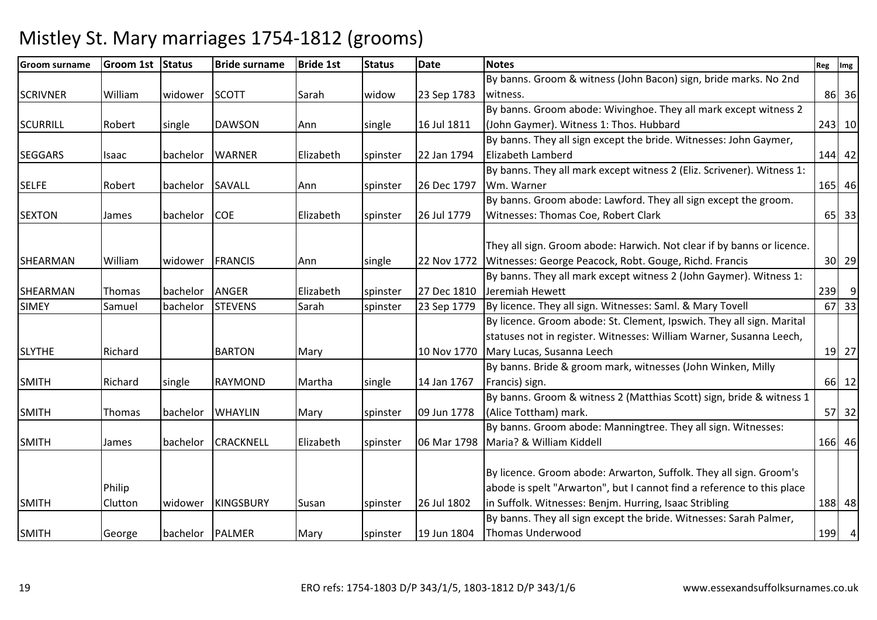# Mistley St. Mary marriages 1754-1812 (grooms)

| Groom surname | Groom 1st | Status | Bride surname | Bride 1st | Status | Date | Notes | Reg | Img |
|---|---|---|---|---|---|---|---|---|---|
| SCRIVNER | William | widower | SCOTT | Sarah | widow | 23 Sep 1783 | By banns. Groom & witness (John Bacon) sign, bride marks. No 2nd witness. | 86 | 36 |
| SCURRILL | Robert | single | DAWSON | Ann | single | 16 Jul 1811 | By banns. Groom abode: Wivinghoe. They all mark except witness 2 (John Gaymer). Witness 1: Thos. Hubbard | 243 | 10 |
| SEGGARS | Isaac | bachelor | WARNER | Elizabeth | spinster | 22 Jan 1794 | By banns. They all sign except the bride. Witnesses: John Gaymer, Elizabeth Lamberd | 144 | 42 |
| SELFE | Robert | bachelor | SAVALL | Ann | spinster | 26 Dec 1797 | By banns. They all mark except witness 2 (Eliz. Scrivener). Witness 1: Wm. Warner | 165 | 46 |
| SEXTON | James | bachelor | COE | Elizabeth | spinster | 26 Jul 1779 | By banns. Groom abode: Lawford. They all sign except the groom. Witnesses: Thomas Coe, Robert Clark | 65 | 33 |
| SHEARMAN | William | widower | FRANCIS | Ann | single | 22 Nov 1772 | They all sign. Groom abode: Harwich. Not clear if by banns or licence. Witnesses: George Peacock, Robt. Gouge, Richd. Francis | 30 | 29 |
| SHEARMAN | Thomas | bachelor | ANGER | Elizabeth | spinster | 27 Dec 1810 | By banns. They all mark except witness 2 (John Gaymer). Witness 1: Jeremiah Hewett | 239 | 9 |
| SIMEY | Samuel | bachelor | STEVENS | Sarah | spinster | 23 Sep 1779 | By licence. They all sign. Witnesses: Saml. & Mary Tovell | 67 | 33 |
| SLYTHE | Richard | | BARTON | Mary | | 10 Nov 1770 | By licence. Groom abode: St. Clement, Ipswich. They all sign. Marital statuses not in register. Witnesses: William Warner, Susanna Leech, Mary Lucas, Susanna Leech | 19 | 27 |
| SMITH | Richard | single | RAYMOND | Martha | single | 14 Jan 1767 | By banns. Bride & groom mark, witnesses (John Winken, Milly Francis) sign. | 66 | 12 |
| SMITH | Thomas | bachelor | WHAYLIN | Mary | spinster | 09 Jun 1778 | By banns. Groom & witness 2 (Matthias Scott) sign, bride & witness 1 (Alice Tottham) mark. | 57 | 32 |
| SMITH | James | bachelor | CRACKNELL | Elizabeth | spinster | 06 Mar 1798 | By banns. Groom abode: Manningtree. They all sign. Witnesses: Maria? & William Kiddell | 166 | 46 |
| SMITH | Philip Clutton | widower | KINGSBURY | Susan | spinster | 26 Jul 1802 | By licence. Groom abode: Arwarton, Suffolk. They all sign. Groom's abode is spelt "Arwarton", but I cannot find a reference to this place in Suffolk. Witnesses: Benjm. Hurring, Isaac Stribling | 188 | 48 |
| SMITH | George | bachelor | PALMER | Mary | spinster | 19 Jun 1804 | By banns. They all sign except the bride. Witnesses: Sarah Palmer, Thomas Underwood | 199 | 4 |

ERO refs: 1754-1803 D/P 343/1/5, 1803-1812 D/P 343/1/6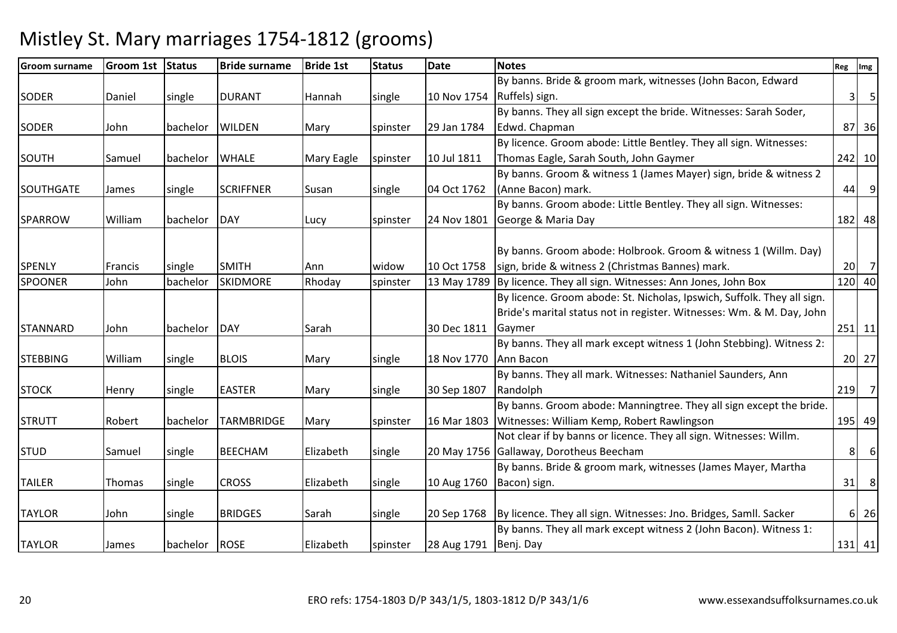# Mistley St. Mary marriages 1754-1812 (grooms)

| Groom surname | Groom 1st | Status | Bride surname | Bride 1st | Status | Date | Notes | Reg | Img |
|---|---|---|---|---|---|---|---|---|---|
| SODER | Daniel | single | DURANT | Hannah | single | 10 Nov 1754 | By banns. Bride & groom mark, witnesses (John Bacon, Edward Ruffels) sign. | 3 | 5 |
| SODER | John | bachelor | WILDEN | Mary | spinster | 29 Jan 1784 | By banns. They all sign except the bride. Witnesses: Sarah Soder, Edwd. Chapman | 87 | 36 |
| SOUTH | Samuel | bachelor | WHALE | Mary Eagle | spinster | 10 Jul 1811 | By licence. Groom abode: Little Bentley. They all sign. Witnesses: Thomas Eagle, Sarah South, John Gaymer | 242 | 10 |
| SOUTHGATE | James | single | SCRIFFNER | Susan | single | 04 Oct 1762 | By banns. Groom & witness 1 (James Mayer) sign, bride & witness 2 (Anne Bacon) mark. | 44 | 9 |
| SPARROW | William | bachelor | DAY | Lucy | spinster | 24 Nov 1801 | By banns. Groom abode: Little Bentley. They all sign. Witnesses: George & Maria Day | 182 | 48 |
| SPENLY | Francis | single | SMITH | Ann | widow | 10 Oct 1758 | By banns. Groom abode: Holbrook. Groom & witness 1 (Willm. Day) sign, bride & witness 2 (Christmas Bannes) mark. | 20 | 7 |
| SPOONER | John | bachelor | SKIDMORE | Rhoday | spinster | 13 May 1789 | By licence. They all sign. Witnesses: Ann Jones, John Box | 120 | 40 |
| STANNARD | John | bachelor | DAY | Sarah | | 30 Dec 1811 | By licence. Groom abode: St. Nicholas, Ipswich, Suffolk. They all sign. Bride's marital status not in register. Witnesses: Wm. & M. Day, John Gaymer | 251 | 11 |
| STEBBING | William | single | BLOIS | Mary | single | 18 Nov 1770 | By banns. They all mark except witness 1 (John Stebbing). Witness 2: Ann Bacon | 20 | 27 |
| STOCK | Henry | single | EASTER | Mary | single | 30 Sep 1807 | By banns. They all mark. Witnesses: Nathaniel Saunders, Ann Randolph | 219 | 7 |
| STRUTT | Robert | bachelor | TARMBRIDGE | Mary | spinster | 16 Mar 1803 | By banns. Groom abode: Manningtree. They all sign except the bride. Witnesses: William Kemp, Robert Rawlingson | 195 | 49 |
| STUD | Samuel | single | BEECHAM | Elizabeth | single | 20 May 1756 | Not clear if by banns or licence. They all sign. Witnesses: Willm. Gallaway, Dorotheus Beecham | 8 | 6 |
| TAILER | Thomas | single | CROSS | Elizabeth | single | 10 Aug 1760 | By banns. Bride & groom mark, witnesses (James Mayer, Martha Bacon) sign. | 31 | 8 |
| TAYLOR | John | single | BRIDGES | Sarah | single | 20 Sep 1768 | By licence. They all sign. Witnesses: Jno. Bridges, Samll. Sacker | 6 | 26 |
| TAYLOR | James | bachelor | ROSE | Elizabeth | spinster | 28 Aug 1791 | By banns. They all mark except witness 2 (John Bacon). Witness 1: Benj. Day | 131 | 41 |

ERO refs: 1754-1803 D/P 343/1/5, 1803-1812 D/P 343/1/6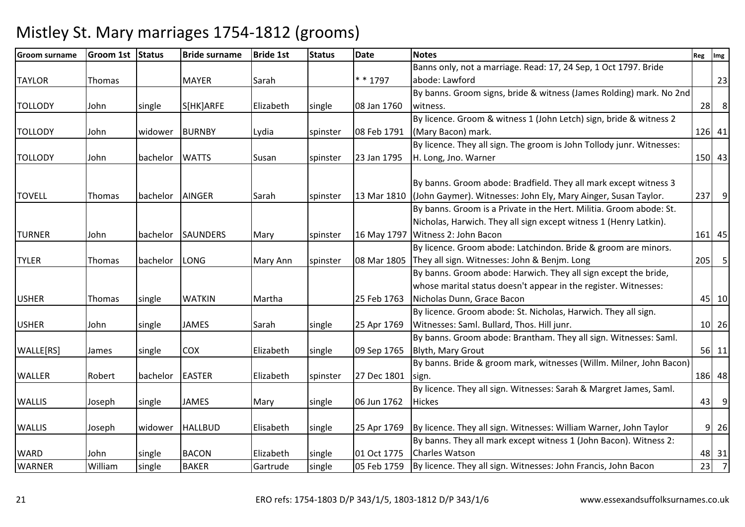# Mistley St. Mary marriages 1754-1812 (grooms)

| Groom surname | Groom 1st | Status | Bride surname | Bride 1st | Status | Date | Notes | Reg | Img |
|---|---|---|---|---|---|---|---|---|---|
| TAYLOR | Thomas | | MAYER | Sarah | | * * 1797 | Banns only, not a marriage. Read: 17, 24 Sep, 1 Oct 1797. Bride abode: Lawford | | 23 |
| TOLLODY | John | single | S[HK]ARFE | Elizabeth | single | 08 Jan 1760 | By banns. Groom signs, bride & witness (James Rolding) mark. No 2nd witness. | 28 | 8 |
| TOLLODY | John | widower | BURNBY | Lydia | spinster | 08 Feb 1791 | By licence. Groom & witness 1 (John Letch) sign, bride & witness 2 (Mary Bacon) mark. | 126 | 41 |
| TOLLODY | John | bachelor | WATTS | Susan | spinster | 23 Jan 1795 | By licence. They all sign. The groom is John Tollody junr. Witnesses: H. Long, Jno. Warner | 150 | 43 |
| TOVELL | Thomas | bachelor | AINGER | Sarah | spinster | 13 Mar 1810 | By banns. Groom abode: Bradfield. They all mark except witness 3 (John Gaymer). Witnesses: John Ely, Mary Ainger, Susan Taylor. | 237 | 9 |
| TURNER | John | bachelor | SAUNDERS | Mary | spinster | 16 May 1797 | By banns. Groom is a Private in the Hert. Militia. Groom abode: St. Nicholas, Harwich. They all sign except witness 1 (Henry Latkin). Witness 2: John Bacon | 161 | 45 |
| TYLER | Thomas | bachelor | LONG | Mary Ann | spinster | 08 Mar 1805 | By licence. Groom abode: Latchindon. Bride & groom are minors. They all sign. Witnesses: John & Benjm. Long | 205 | 5 |
| USHER | Thomas | single | WATKIN | Martha | | 25 Feb 1763 | By banns. Groom abode: Harwich. They all sign except the bride, whose marital status doesn't appear in the register. Witnesses: Nicholas Dunn, Grace Bacon | 45 | 10 |
| USHER | John | single | JAMES | Sarah | single | 25 Apr 1769 | By licence. Groom abode: St. Nicholas, Harwich. They all sign. Witnesses: Saml. Bullard, Thos. Hill junr. | 10 | 26 |
| WALLE[RS] | James | single | COX | Elizabeth | single | 09 Sep 1765 | By banns. Groom abode: Brantham. They all sign. Witnesses: Saml. Blyth, Mary Grout | 56 | 11 |
| WALLER | Robert | bachelor | EASTER | Elizabeth | spinster | 27 Dec 1801 | By banns. Bride & groom mark, witnesses (Willm. Milner, John Bacon) sign. | 186 | 48 |
| WALLIS | Joseph | single | JAMES | Mary | single | 06 Jun 1762 | By licence. They all sign. Witnesses: Sarah & Margret James, Saml. Hickes | 43 | 9 |
| WALLIS | Joseph | widower | HALLBUD | Elisabeth | single | 25 Apr 1769 | By licence. They all sign. Witnesses: William Warner, John Taylor | 9 | 26 |
| WARD | John | single | BACON | Elizabeth | single | 01 Oct 1775 | By banns. They all mark except witness 1 (John Bacon). Witness 2: Charles Watson | 48 | 31 |
| WARNER | William | single | BAKER | Gartrude | single | 05 Feb 1759 | By licence. They all sign. Witnesses: John Francis, John Bacon | 23 | 7 |

ERO refs: 1754-1803 D/P 343/1/5, 1803-1812 D/P 343/1/6 www.essexandsuffolksurnames.co.uk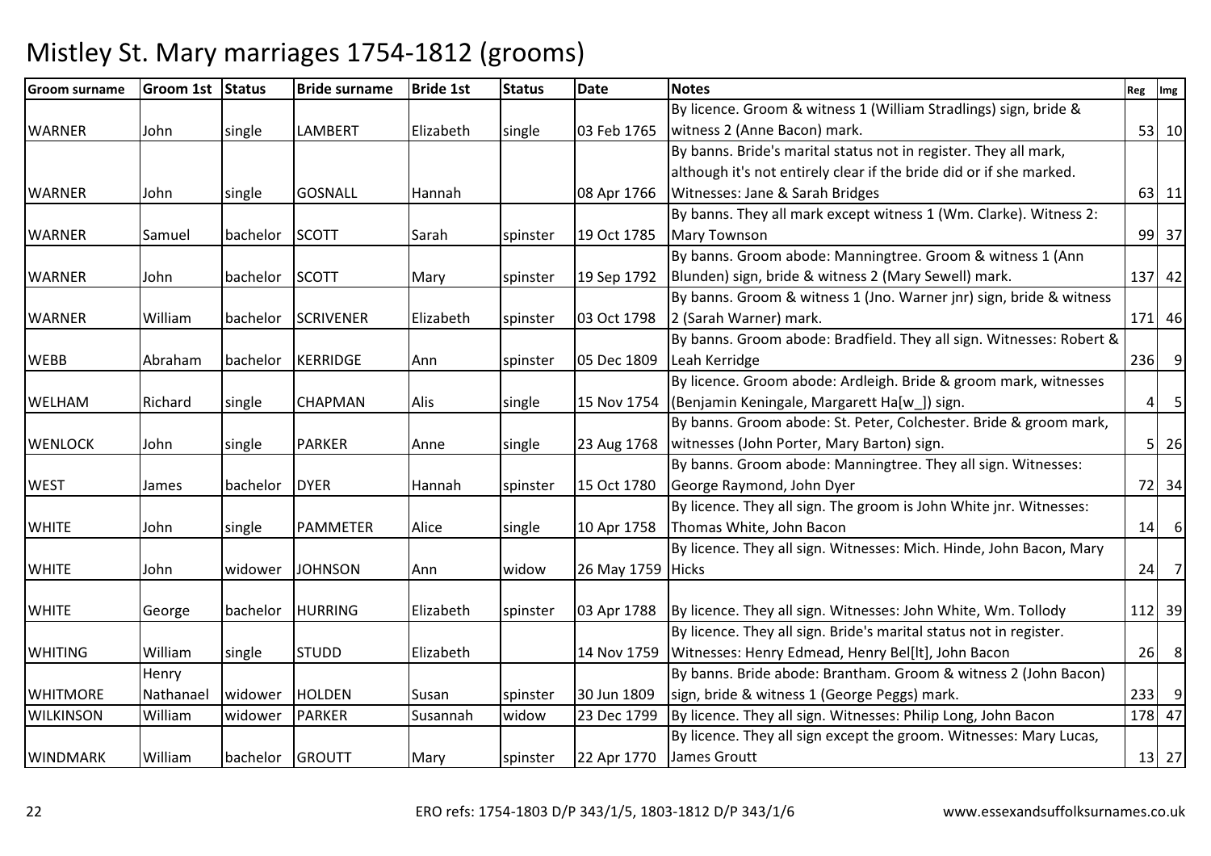# Mistley St. Mary marriages 1754-1812 (grooms)

| Groom surname | Groom 1st | Status | Bride surname | Bride 1st | Status | Date | Notes | Reg | Img |
|---|---|---|---|---|---|---|---|---|---|
| WARNER | John | single | LAMBERT | Elizabeth | single | 03 Feb 1765 | By licence. Groom & witness 1 (William Stradlings) sign, bride & witness 2 (Anne Bacon) mark. | 53 | 10 |
| WARNER | John | single | GOSNALL | Hannah | | 08 Apr 1766 | By banns. Bride's marital status not in register. They all mark, although it's not entirely clear if the bride did or if she marked. Witnesses: Jane & Sarah Bridges | 63 | 11 |
| WARNER | Samuel | bachelor | SCOTT | Sarah | spinster | 19 Oct 1785 | By banns. They all mark except witness 1 (Wm. Clarke). Witness 2: Mary Townson | 99 | 37 |
| WARNER | John | bachelor | SCOTT | Mary | spinster | 19 Sep 1792 | By banns. Groom abode: Manningtree. Groom & witness 1 (Ann Blunden) sign, bride & witness 2 (Mary Sewell) mark. | 137 | 42 |
| WARNER | William | bachelor | SCRIVENER | Elizabeth | spinster | 03 Oct 1798 | By banns. Groom & witness 1 (Jno. Warner jnr) sign, bride & witness 2 (Sarah Warner) mark. | 171 | 46 |
| WEBB | Abraham | bachelor | KERRIDGE | Ann | spinster | 05 Dec 1809 | By banns. Groom abode: Bradfield. They all sign. Witnesses: Robert & Leah Kerridge | 236 | 9 |
| WELHAM | Richard | single | CHAPMAN | Alis | single | 15 Nov 1754 | By licence. Groom abode: Ardleigh. Bride & groom mark, witnesses (Benjamin Keningale, Margarett Ha[w_]) sign. | 4 | 5 |
| WENLOCK | John | single | PARKER | Anne | single | 23 Aug 1768 | By banns. Groom abode: St. Peter, Colchester. Bride & groom mark, witnesses (John Porter, Mary Barton) sign. | 5 | 26 |
| WEST | James | bachelor | DYER | Hannah | spinster | 15 Oct 1780 | By banns. Groom abode: Manningtree. They all sign. Witnesses: George Raymond, John Dyer | 72 | 34 |
| WHITE | John | single | PAMMETER | Alice | single | 10 Apr 1758 | By licence. They all sign. The groom is John White jnr. Witnesses: Thomas White, John Bacon | 14 | 6 |
| WHITE | John | widower | JOHNSON | Ann | widow | 26 May 1759 | By licence. They all sign. Witnesses: Mich. Hinde, John Bacon, Mary Hicks | 24 | 7 |
| WHITE | George | bachelor | HURRING | Elizabeth | spinster | 03 Apr 1788 | By licence. They all sign. Witnesses: John White, Wm. Tollody | 112 | 39 |
| WHITING | William | single | STUDD | Elizabeth | | 14 Nov 1759 | By licence. They all sign. Bride's marital status not in register. Witnesses: Henry Edmead, Henry Bel[lt], John Bacon | 26 | 8 |
| WHITMORE | Henry Nathanael | widower | HOLDEN | Susan | spinster | 30 Jun 1809 | By banns. Bride abode: Brantham. Groom & witness 2 (John Bacon) sign, bride & witness 1 (George Peggs) mark. | 233 | 9 |
| WILKINSON | William | widower | PARKER | Susannah | widow | 23 Dec 1799 | By licence. They all sign. Witnesses: Philip Long, John Bacon | 178 | 47 |
| WINDMARK | William | bachelor | GROUTT | Mary | spinster | 22 Apr 1770 | By licence. They all sign except the groom. Witnesses: Mary Lucas, James Groutt | 13 | 27 |

ERO refs: 1754-1803 D/P 343/1/5, 1803-1812 D/P 343/1/6 www.essexandsuffolksurnames.co.uk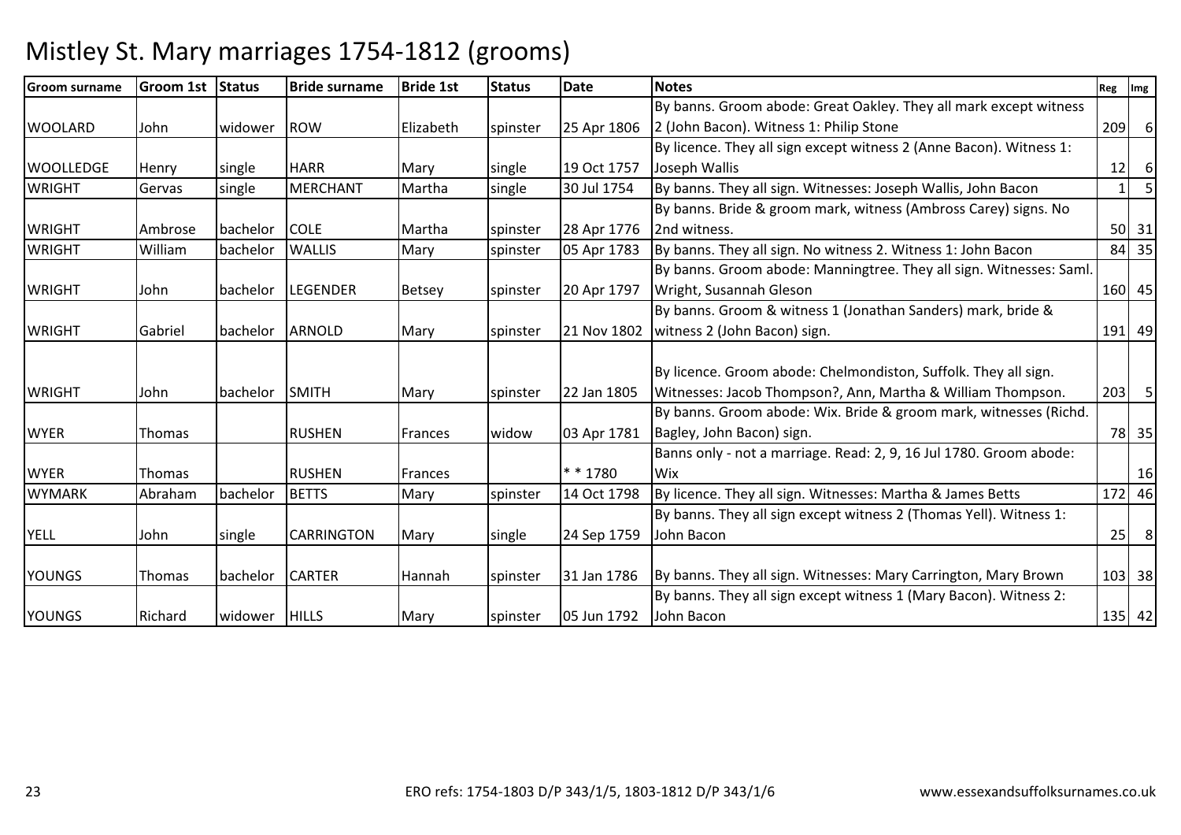# Mistley St. Mary marriages 1754-1812 (grooms)

| Groom surname | Groom 1st | Status | Bride surname | Bride 1st | Status | Date | Notes | Reg | Img |
|---|---|---|---|---|---|---|---|---|---|
| WOOLARD | John | widower | ROW | Elizabeth | spinster | 25 Apr 1806 | By banns. Groom abode: Great Oakley. They all mark except witness 2 (John Bacon). Witness 1: Philip Stone | 209 | 6 |
| WOOLLEDGE | Henry | single | HARR | Mary | single | 19 Oct 1757 | By licence. They all sign except witness 2 (Anne Bacon). Witness 1: Joseph Wallis | 12 | 6 |
| WRIGHT | Gervas | single | MERCHANT | Martha | single | 30 Jul 1754 | By banns. They all sign. Witnesses: Joseph Wallis, John Bacon | 1 | 5 |
| WRIGHT | Ambrose | bachelor | COLE | Martha | spinster | 28 Apr 1776 | By banns. Bride & groom mark, witness (Ambross Carey) signs. No 2nd witness. | 50 | 31 |
| WRIGHT | William | bachelor | WALLIS | Mary | spinster | 05 Apr 1783 | By banns. They all sign. No witness 2. Witness 1: John Bacon | 84 | 35 |
| WRIGHT | John | bachelor | LEGENDER | Betsey | spinster | 20 Apr 1797 | By banns. Groom abode: Manningtree. They all sign. Witnesses: Saml. Wright, Susannah Gleson | 160 | 45 |
| WRIGHT | Gabriel | bachelor | ARNOLD | Mary | spinster | 21 Nov 1802 | By banns. Groom & witness 1 (Jonathan Sanders) mark, bride & witness 2 (John Bacon) sign. | 191 | 49 |
| WRIGHT | John | bachelor | SMITH | Mary | spinster | 22 Jan 1805 | By licence. Groom abode: Chelmondiston, Suffolk. They all sign. Witnesses: Jacob Thompson?, Ann, Martha & William Thompson. | 203 | 5 |
| WYER | Thomas | | RUSHEN | Frances | widow | 03 Apr 1781 | By banns. Groom abode: Wix. Bride & groom mark, witnesses (Richd. Bagley, John Bacon) sign. | 78 | 35 |
| WYER | Thomas | | RUSHEN | Frances | | * * 1780 | Banns only - not a marriage. Read: 2, 9, 16 Jul 1780. Groom abode: Wix | | 16 |
| WYMARK | Abraham | bachelor | BETTS | Mary | spinster | 14 Oct 1798 | By licence. They all sign. Witnesses: Martha & James Betts | 172 | 46 |
| YELL | John | single | CARRINGTON | Mary | single | 24 Sep 1759 | By banns. They all sign except witness 2 (Thomas Yell). Witness 1: John Bacon | 25 | 8 |
| YOUNGS | Thomas | bachelor | CARTER | Hannah | spinster | 31 Jan 1786 | By banns. They all sign. Witnesses: Mary Carrington, Mary Brown | 103 | 38 |
| YOUNGS | Richard | widower | HILLS | Mary | spinster | 05 Jun 1792 | By banns. They all sign except witness 1 (Mary Bacon). Witness 2: John Bacon | 135 | 42 |

ERO refs: 1754-1803 D/P 343/1/5, 1803-1812 D/P 343/1/6

www.essexandsuffolksurnames.co.uk